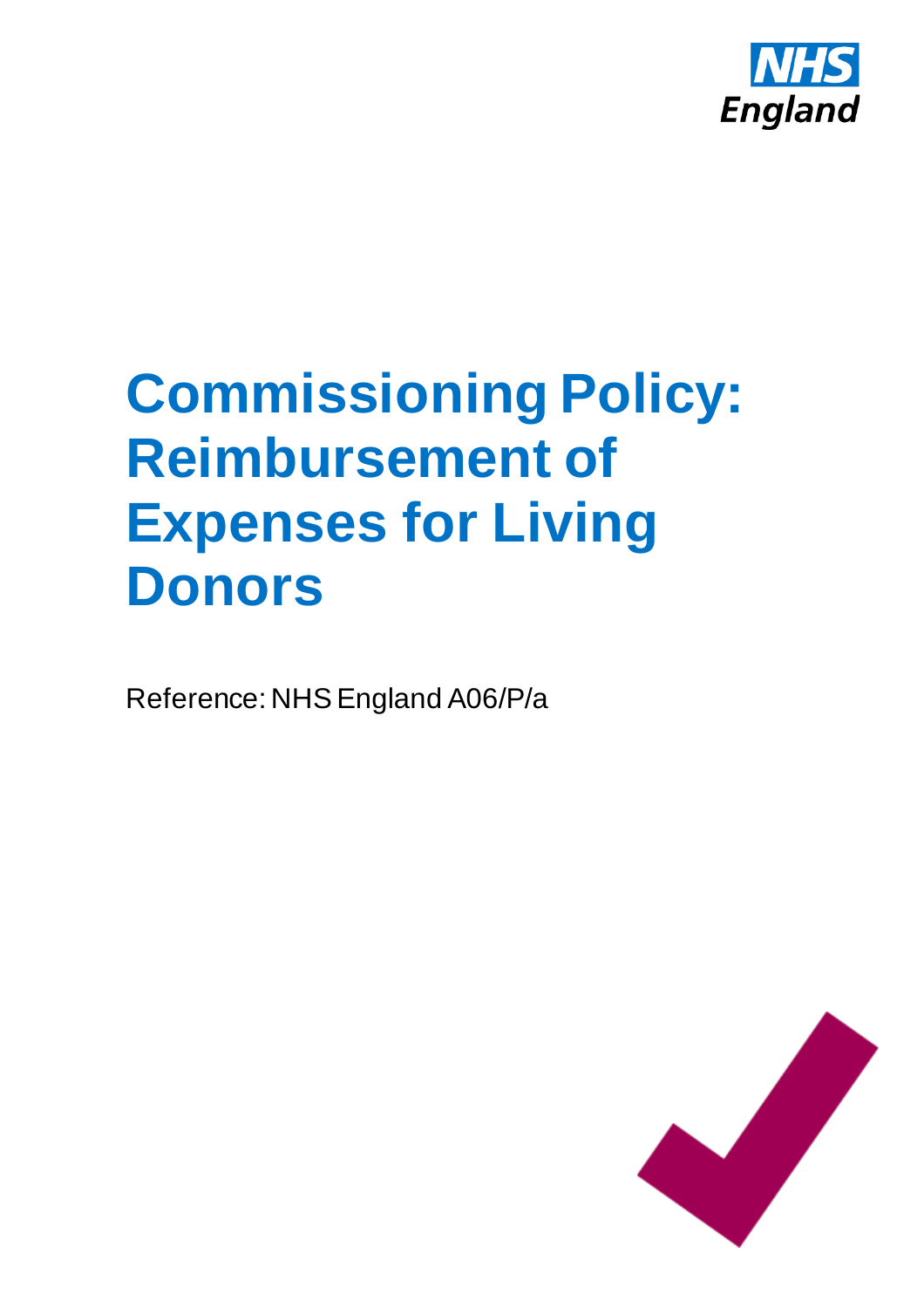NHS England

# Commissioning Policy: Reimbursement of Expenses for Living Donors

Reference: NHS England A06/P/a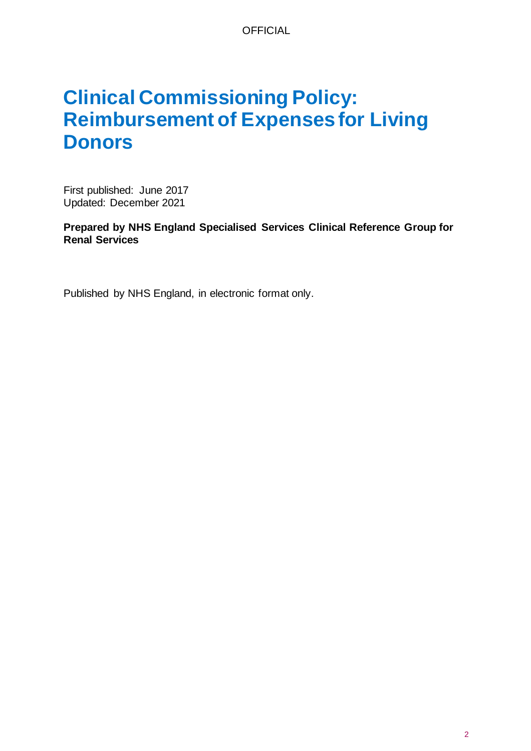# Clinical Commissioning Policy: Reimbursement of Expenses for Living Donors

First published: June 2017
Updated: December 2021

**Prepared by NHS England Specialised Services Clinical Reference Group for Renal Services**

Published by NHS England, in electronic format only.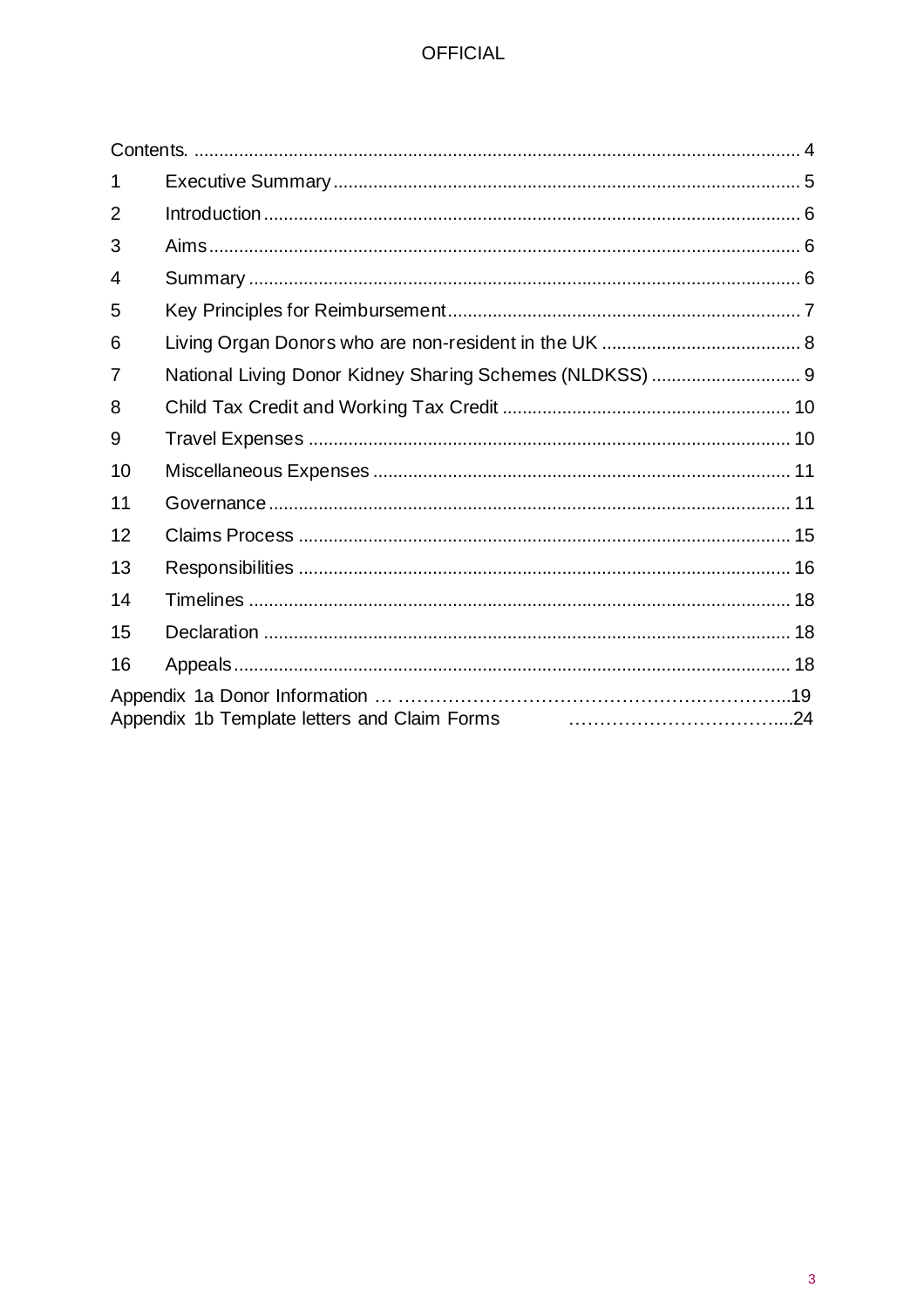| | | |
|---|---|---|
| Contents. | | 4 |
| 1 | Executive Summary | 5 |
| 2 | Introduction | 6 |
| 3 | Aims | 6 |
| 4 | Summary | 6 |
| 5 | Key Principles for Reimbursement | 7 |
| 6 | Living Organ Donors who are non-resident in the UK | 8 |
| 7 | National Living Donor Kidney Sharing Schemes (NLDKSS) | 9 |
| 8 | Child Tax Credit and Working Tax Credit | 10 |
| 9 | Travel Expenses | 10 |
| 10 | Miscellaneous Expenses | 11 |
| 11 | Governance | 11 |
| 12 | Claims Process | 15 |
| 13 | Responsibilities | 16 |
| 14 | Timelines | 18 |
| 15 | Declaration | 18 |
| 16 | Appeals | 18 |
| Appendix 1a Donor Information | | 19 |
| Appendix 1b Template letters and Claim Forms | | 24 |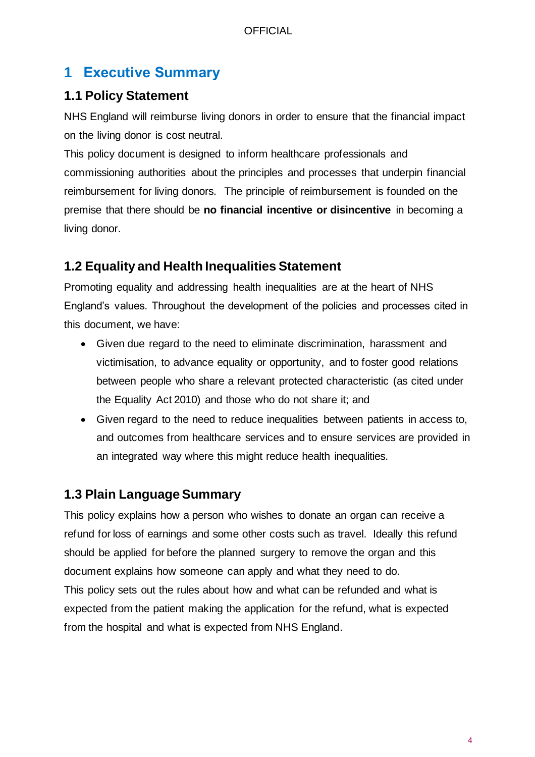# 1 Executive Summary

## 1.1 Policy Statement

NHS England will reimburse living donors in order to ensure that the financial impact on the living donor is cost neutral.

This policy document is designed to inform healthcare professionals and commissioning authorities about the principles and processes that underpin financial reimbursement for living donors. The principle of reimbursement is founded on the premise that there should be **no financial incentive or disincentive** in becoming a living donor.

## 1.2 Equality and Health Inequalities Statement

Promoting equality and addressing health inequalities are at the heart of NHS England's values. Throughout the development of the policies and processes cited in this document, we have:

- Given due regard to the need to eliminate discrimination, harassment and victimisation, to advance equality or opportunity, and to foster good relations between people who share a relevant protected characteristic (as cited under the Equality Act 2010) and those who do not share it; and
- Given regard to the need to reduce inequalities between patients in access to, and outcomes from healthcare services and to ensure services are provided in an integrated way where this might reduce health inequalities.

## 1.3 Plain Language Summary

This policy explains how a person who wishes to donate an organ can receive a refund for loss of earnings and some other costs such as travel. Ideally this refund should be applied for before the planned surgery to remove the organ and this document explains how someone can apply and what they need to do.

This policy sets out the rules about how and what can be refunded and what is expected from the patient making the application for the refund, what is expected from the hospital and what is expected from NHS England.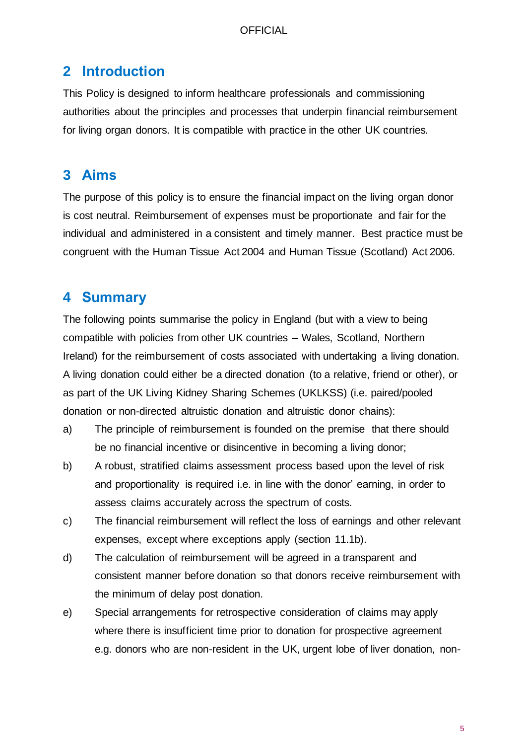## 2 Introduction

This Policy is designed to inform healthcare professionals and commissioning authorities about the principles and processes that underpin financial reimbursement for living organ donors. It is compatible with practice in the other UK countries.

## 3 Aims

The purpose of this policy is to ensure the financial impact on the living organ donor is cost neutral. Reimbursement of expenses must be proportionate and fair for the individual and administered in a consistent and timely manner. Best practice must be congruent with the Human Tissue Act 2004 and Human Tissue (Scotland) Act 2006.

## 4 Summary

The following points summarise the policy in England (but with a view to being compatible with policies from other UK countries – Wales, Scotland, Northern Ireland) for the reimbursement of costs associated with undertaking a living donation. A living donation could either be a directed donation (to a relative, friend or other), or as part of the UK Living Kidney Sharing Schemes (UKLKSS) (i.e. paired/pooled donation or non-directed altruistic donation and altruistic donor chains):

a) The principle of reimbursement is founded on the premise that there should be no financial incentive or disincentive in becoming a living donor;

b) A robust, stratified claims assessment process based upon the level of risk and proportionality is required i.e. in line with the donor' earning, in order to assess claims accurately across the spectrum of costs.

c) The financial reimbursement will reflect the loss of earnings and other relevant expenses, except where exceptions apply (section 11.1b).

d) The calculation of reimbursement will be agreed in a transparent and consistent manner before donation so that donors receive reimbursement with the minimum of delay post donation.

e) Special arrangements for retrospective consideration of claims may apply where there is insufficient time prior to donation for prospective agreement e.g. donors who are non-resident in the UK, urgent lobe of liver donation, non-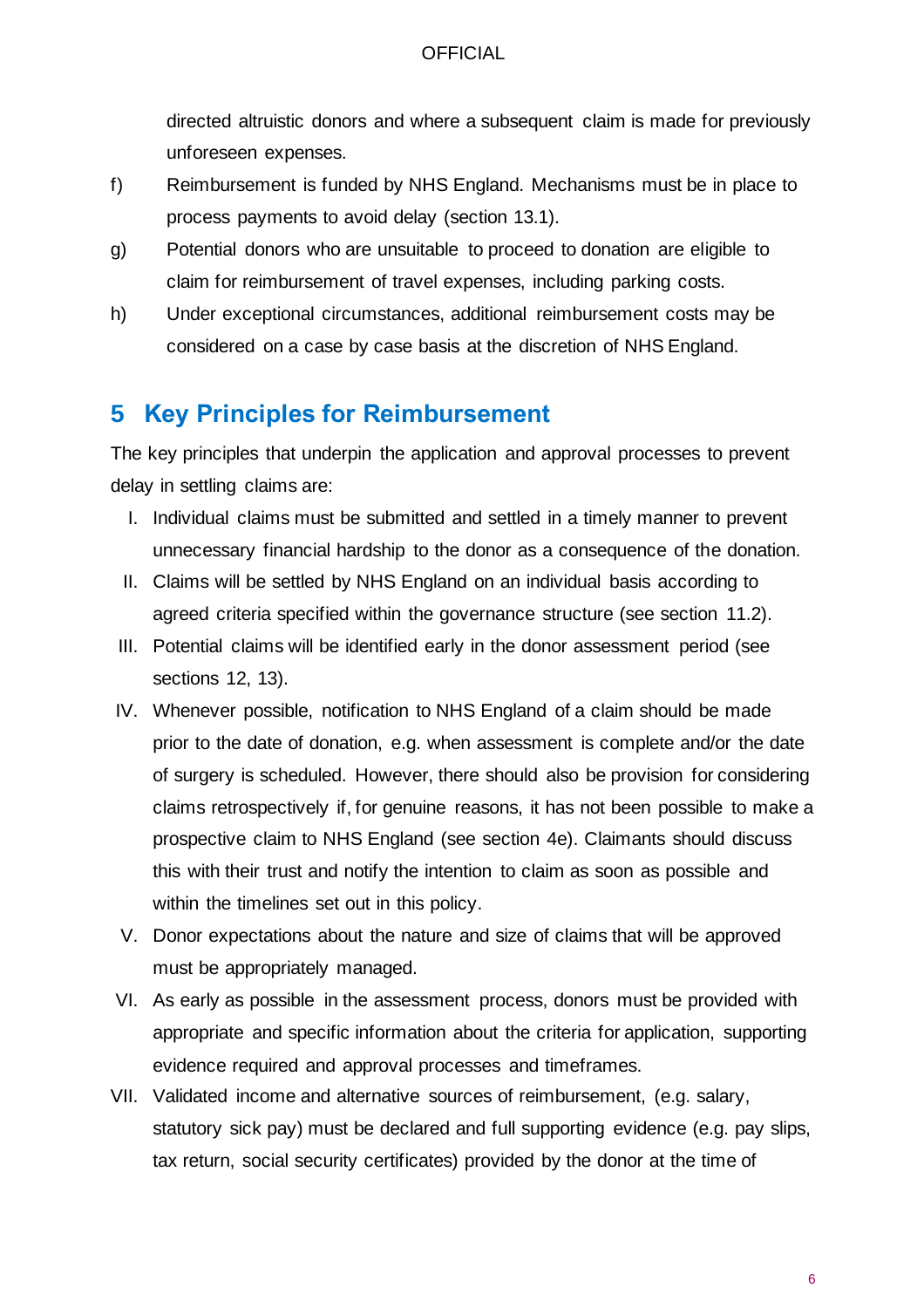directed altruistic donors and where a subsequent claim is made for previously unforeseen expenses.

f) Reimbursement is funded by NHS England. Mechanisms must be in place to process payments to avoid delay (section 13.1).

g) Potential donors who are unsuitable to proceed to donation are eligible to claim for reimbursement of travel expenses, including parking costs.

h) Under exceptional circumstances, additional reimbursement costs may be considered on a case by case basis at the discretion of NHS England.

## 5 Key Principles for Reimbursement

The key principles that underpin the application and approval processes to prevent delay in settling claims are:

I. Individual claims must be submitted and settled in a timely manner to prevent unnecessary financial hardship to the donor as a consequence of the donation.

II. Claims will be settled by NHS England on an individual basis according to agreed criteria specified within the governance structure (see section 11.2).

III. Potential claims will be identified early in the donor assessment period (see sections 12, 13).

IV. Whenever possible, notification to NHS England of a claim should be made prior to the date of donation, e.g. when assessment is complete and/or the date of surgery is scheduled. However, there should also be provision for considering claims retrospectively if, for genuine reasons, it has not been possible to make a prospective claim to NHS England (see section 4e). Claimants should discuss this with their trust and notify the intention to claim as soon as possible and within the timelines set out in this policy.

V. Donor expectations about the nature and size of claims that will be approved must be appropriately managed.

VI. As early as possible in the assessment process, donors must be provided with appropriate and specific information about the criteria for application, supporting evidence required and approval processes and timeframes.

VII. Validated income and alternative sources of reimbursement, (e.g. salary, statutory sick pay) must be declared and full supporting evidence (e.g. pay slips, tax return, social security certificates) provided by the donor at the time of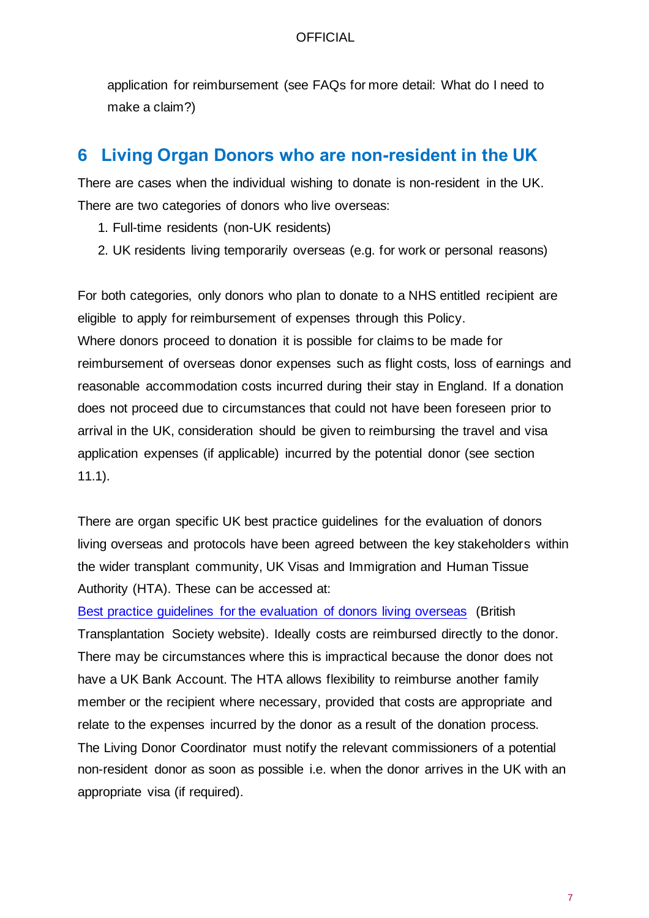application for reimbursement (see FAQs for more detail: What do I need to make a claim?)

## 6 Living Organ Donors who are non-resident in the UK

There are cases when the individual wishing to donate is non-resident in the UK. There are two categories of donors who live overseas:

1. Full-time residents (non-UK residents)
2. UK residents living temporarily overseas (e.g. for work or personal reasons)

For both categories, only donors who plan to donate to a NHS entitled recipient are eligible to apply for reimbursement of expenses through this Policy.
Where donors proceed to donation it is possible for claims to be made for reimbursement of overseas donor expenses such as flight costs, loss of earnings and reasonable accommodation costs incurred during their stay in England. If a donation does not proceed due to circumstances that could not have been foreseen prior to arrival in the UK, consideration should be given to reimbursing the travel and visa application expenses (if applicable) incurred by the potential donor (see section 11.1).

There are organ specific UK best practice guidelines for the evaluation of donors living overseas and protocols have been agreed between the key stakeholders within the wider transplant community, UK Visas and Immigration and Human Tissue Authority (HTA). These can be accessed at:
Best practice guidelines for the evaluation of donors living overseas (British Transplantation Society website). Ideally costs are reimbursed directly to the donor. There may be circumstances where this is impractical because the donor does not have a UK Bank Account. The HTA allows flexibility to reimburse another family member or the recipient where necessary, provided that costs are appropriate and relate to the expenses incurred by the donor as a result of the donation process.
The Living Donor Coordinator must notify the relevant commissioners of a potential non-resident donor as soon as possible i.e. when the donor arrives in the UK with an appropriate visa (if required).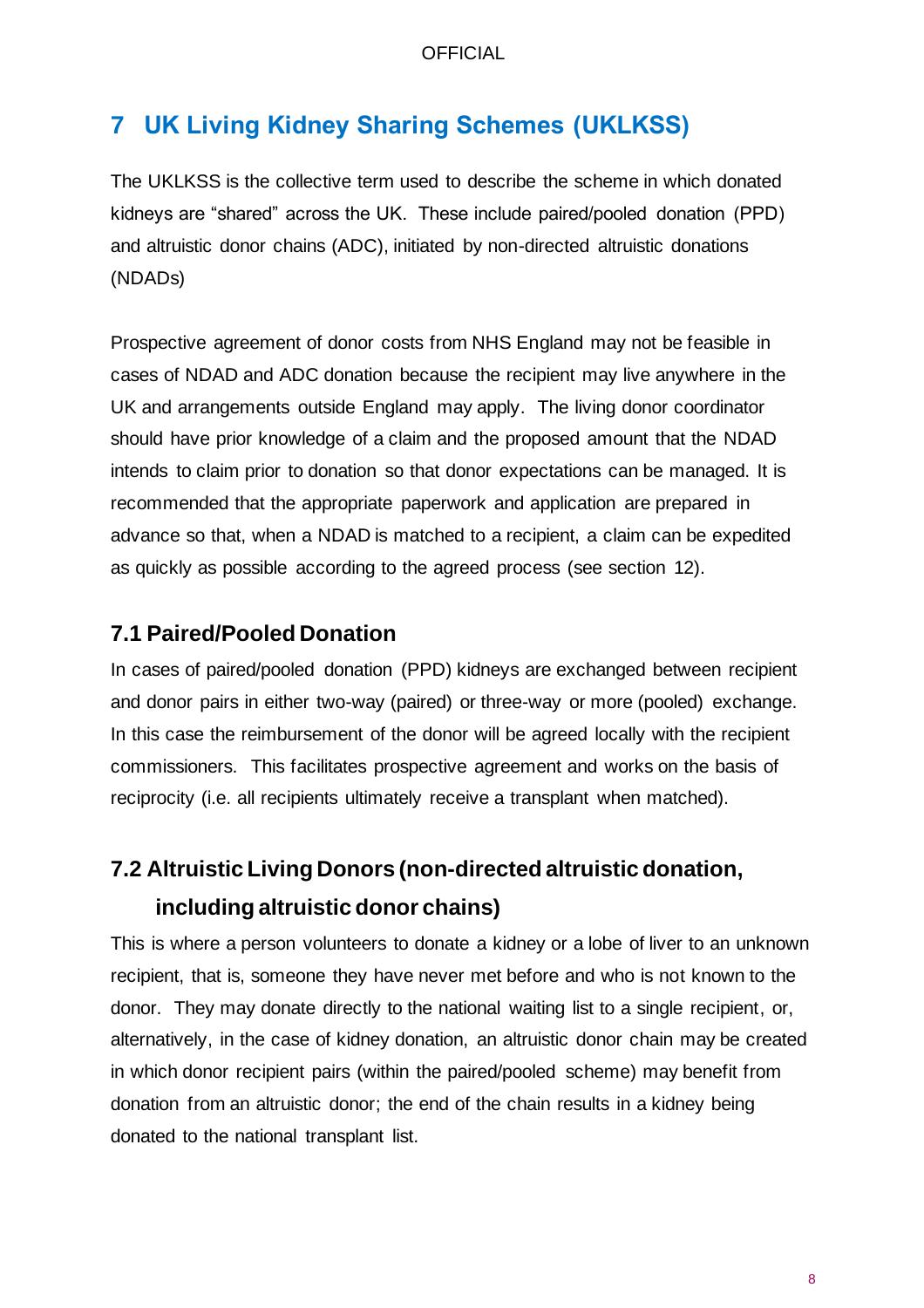# 7 UK Living Kidney Sharing Schemes (UKLKSS)

The UKLKSS is the collective term used to describe the scheme in which donated kidneys are "shared" across the UK. These include paired/pooled donation (PPD) and altruistic donor chains (ADC), initiated by non-directed altruistic donations (NDADs)

Prospective agreement of donor costs from NHS England may not be feasible in cases of NDAD and ADC donation because the recipient may live anywhere in the UK and arrangements outside England may apply. The living donor coordinator should have prior knowledge of a claim and the proposed amount that the NDAD intends to claim prior to donation so that donor expectations can be managed. It is recommended that the appropriate paperwork and application are prepared in advance so that, when a NDAD is matched to a recipient, a claim can be expedited as quickly as possible according to the agreed process (see section 12).

## 7.1 Paired/Pooled Donation

In cases of paired/pooled donation (PPD) kidneys are exchanged between recipient and donor pairs in either two-way (paired) or three-way or more (pooled) exchange. In this case the reimbursement of the donor will be agreed locally with the recipient commissioners. This facilitates prospective agreement and works on the basis of reciprocity (i.e. all recipients ultimately receive a transplant when matched).

## 7.2 Altruistic Living Donors (non-directed altruistic donation, including altruistic donor chains)

This is where a person volunteers to donate a kidney or a lobe of liver to an unknown recipient, that is, someone they have never met before and who is not known to the donor. They may donate directly to the national waiting list to a single recipient, or, alternatively, in the case of kidney donation, an altruistic donor chain may be created in which donor recipient pairs (within the paired/pooled scheme) may benefit from donation from an altruistic donor; the end of the chain results in a kidney being donated to the national transplant list.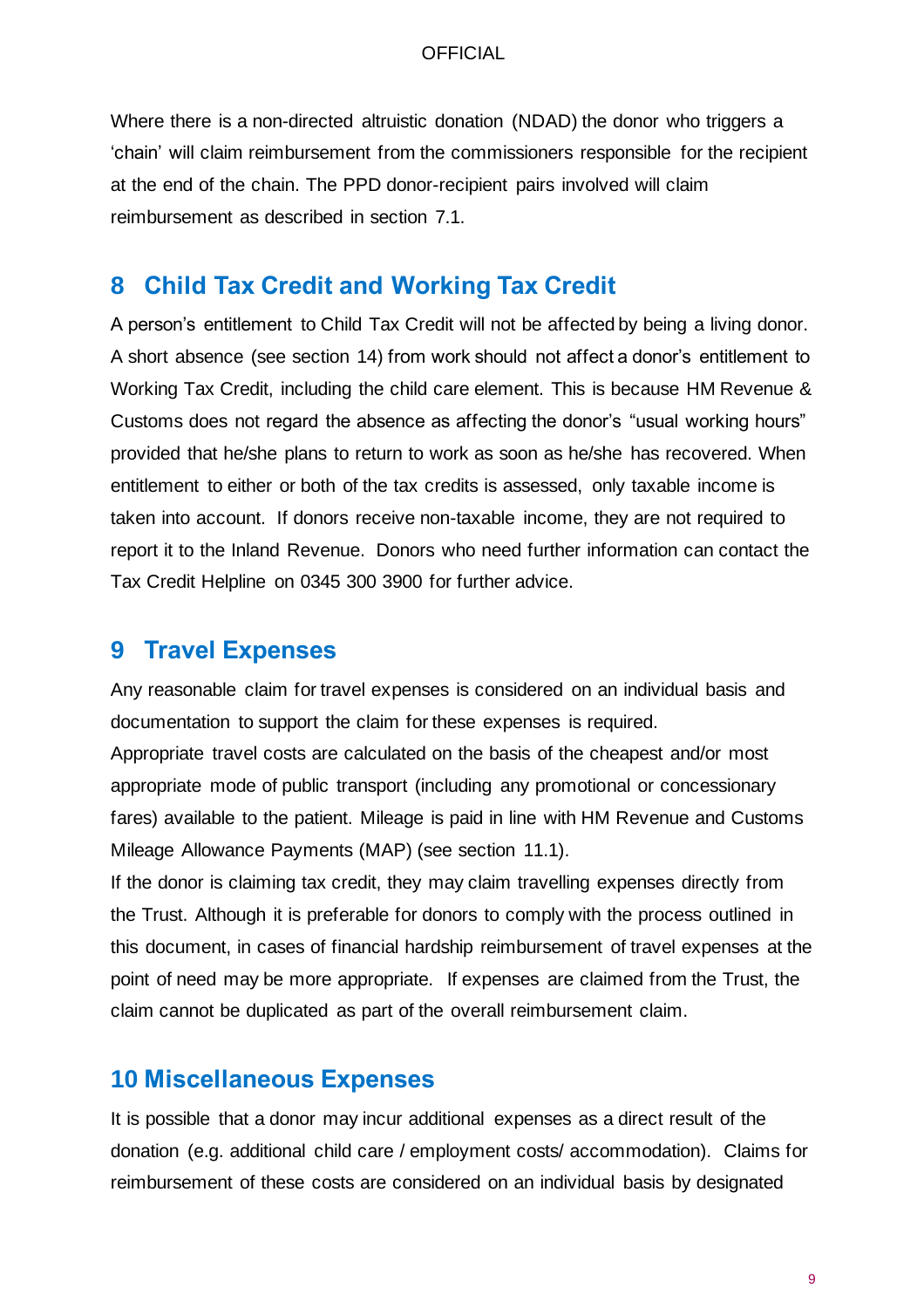Where there is a non-directed altruistic donation (NDAD) the donor who triggers a 'chain' will claim reimbursement from the commissioners responsible for the recipient at the end of the chain. The PPD donor-recipient pairs involved will claim reimbursement as described in section 7.1.

## 8 Child Tax Credit and Working Tax Credit

A person's entitlement to Child Tax Credit will not be affected by being a living donor. A short absence (see section 14) from work should not affect a donor's entitlement to Working Tax Credit, including the child care element. This is because HM Revenue & Customs does not regard the absence as affecting the donor's "usual working hours" provided that he/she plans to return to work as soon as he/she has recovered. When entitlement to either or both of the tax credits is assessed, only taxable income is taken into account. If donors receive non-taxable income, they are not required to report it to the Inland Revenue. Donors who need further information can contact the Tax Credit Helpline on 0345 300 3900 for further advice.

## 9 Travel Expenses

Any reasonable claim for travel expenses is considered on an individual basis and documentation to support the claim for these expenses is required.

Appropriate travel costs are calculated on the basis of the cheapest and/or most appropriate mode of public transport (including any promotional or concessionary fares) available to the patient. Mileage is paid in line with HM Revenue and Customs Mileage Allowance Payments (MAP) (see section 11.1).

If the donor is claiming tax credit, they may claim travelling expenses directly from the Trust. Although it is preferable for donors to comply with the process outlined in this document, in cases of financial hardship reimbursement of travel expenses at the point of need may be more appropriate. If expenses are claimed from the Trust, the claim cannot be duplicated as part of the overall reimbursement claim.

## 10 Miscellaneous Expenses

It is possible that a donor may incur additional expenses as a direct result of the donation (e.g. additional child care / employment costs/ accommodation). Claims for reimbursement of these costs are considered on an individual basis by designated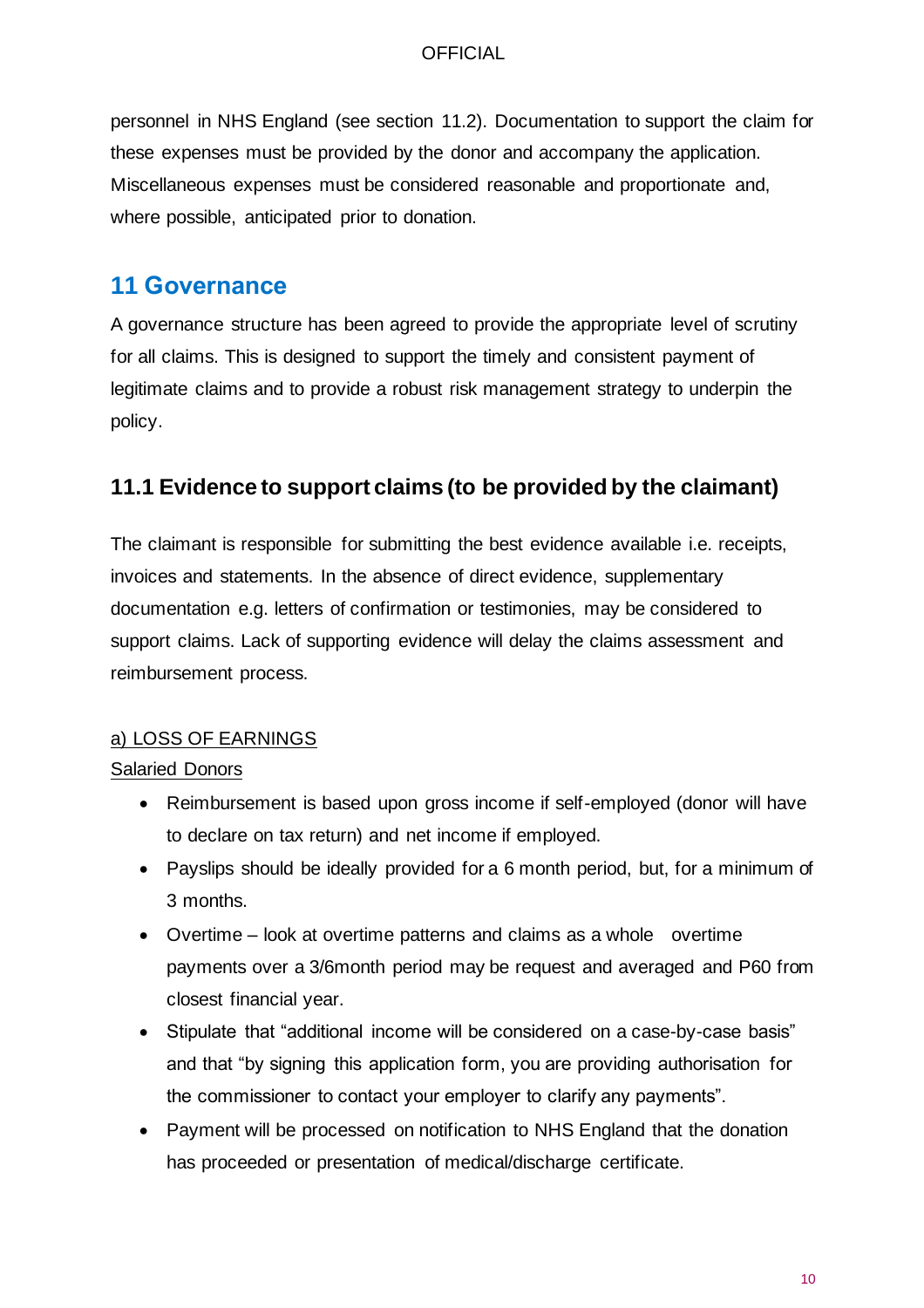personnel in NHS England (see section 11.2). Documentation to support the claim for these expenses must be provided by the donor and accompany the application. Miscellaneous expenses must be considered reasonable and proportionate and, where possible, anticipated prior to donation.

## 11 Governance

A governance structure has been agreed to provide the appropriate level of scrutiny for all claims. This is designed to support the timely and consistent payment of legitimate claims and to provide a robust risk management strategy to underpin the policy.

### 11.1 Evidence to support claims (to be provided by the claimant)

The claimant is responsible for submitting the best evidence available i.e. receipts, invoices and statements. In the absence of direct evidence, supplementary documentation e.g. letters of confirmation or testimonies, may be considered to support claims. Lack of supporting evidence will delay the claims assessment and reimbursement process.

<u>a) LOSS OF EARNINGS</u>

<u>Salaried Donors</u>

- Reimbursement is based upon gross income if self-employed (donor will have to declare on tax return) and net income if employed.
- Payslips should be ideally provided for a 6 month period, but, for a minimum of 3 months.
- Overtime – look at overtime patterns and claims as a whole overtime payments over a 3/6month period may be request and averaged and P60 from closest financial year.
- Stipulate that "additional income will be considered on a case-by-case basis" and that "by signing this application form, you are providing authorisation for the commissioner to contact your employer to clarify any payments".
- Payment will be processed on notification to NHS England that the donation has proceeded or presentation of medical/discharge certificate.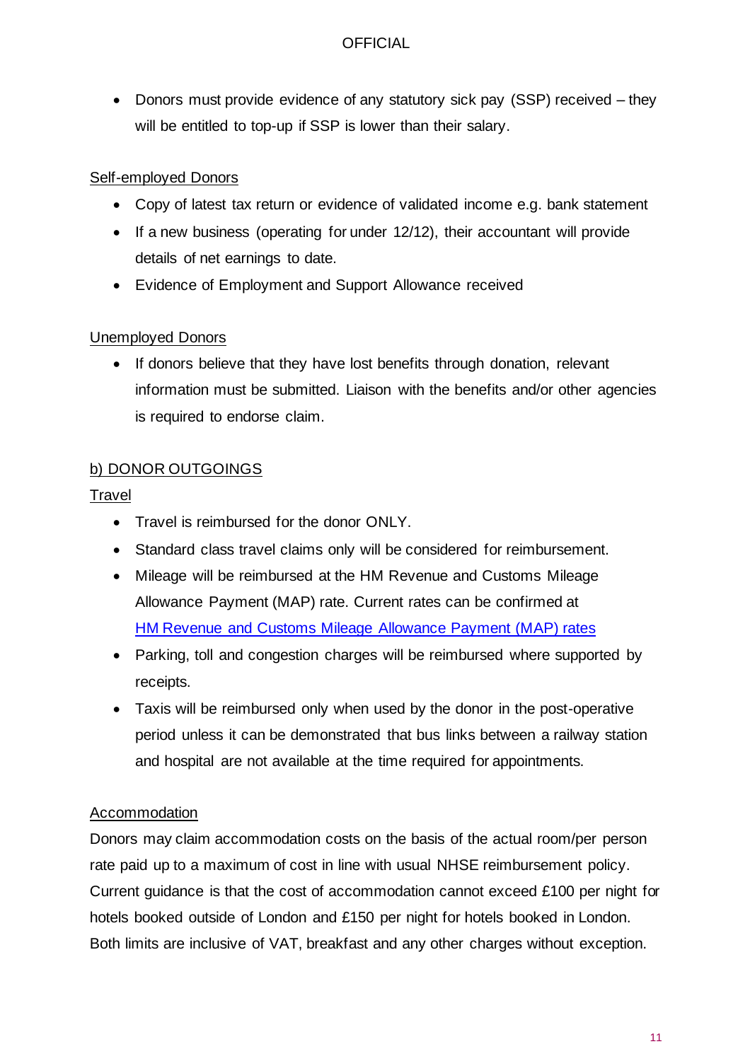- Donors must provide evidence of any statutory sick pay (SSP) received – they will be entitled to top-up if SSP is lower than their salary.

Self-employed Donors

- Copy of latest tax return or evidence of validated income e.g. bank statement
- If a new business (operating for under 12/12), their accountant will provide details of net earnings to date.
- Evidence of Employment and Support Allowance received

Unemployed Donors

- If donors believe that they have lost benefits through donation, relevant information must be submitted. Liaison with the benefits and/or other agencies is required to endorse claim.

b) DONOR OUTGOINGS

Travel

- Travel is reimbursed for the donor ONLY.
- Standard class travel claims only will be considered for reimbursement.
- Mileage will be reimbursed at the HM Revenue and Customs Mileage Allowance Payment (MAP) rate. Current rates can be confirmed at [HM Revenue and Customs Mileage Allowance Payment (MAP) rates]
- Parking, toll and congestion charges will be reimbursed where supported by receipts.
- Taxis will be reimbursed only when used by the donor in the post-operative period unless it can be demonstrated that bus links between a railway station and hospital are not available at the time required for appointments.

Accommodation

Donors may claim accommodation costs on the basis of the actual room/per person rate paid up to a maximum of cost in line with usual NHSE reimbursement policy. Current guidance is that the cost of accommodation cannot exceed £100 per night for hotels booked outside of London and £150 per night for hotels booked in London. Both limits are inclusive of VAT, breakfast and any other charges without exception.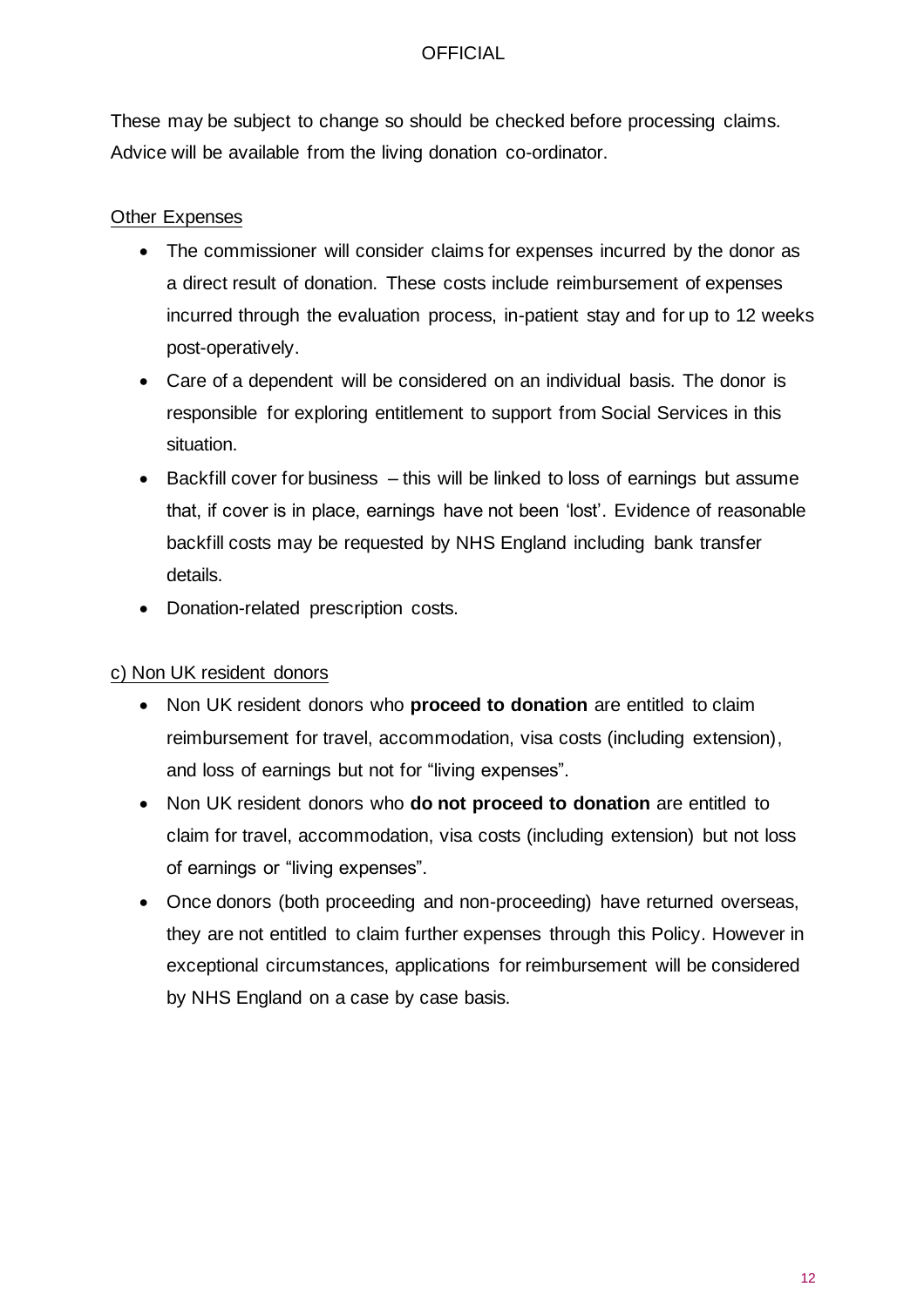These may be subject to change so should be checked before processing claims. Advice will be available from the living donation co-ordinator.

Other Expenses

- The commissioner will consider claims for expenses incurred by the donor as a direct result of donation. These costs include reimbursement of expenses incurred through the evaluation process, in-patient stay and for up to 12 weeks post-operatively.
- Care of a dependent will be considered on an individual basis. The donor is responsible for exploring entitlement to support from Social Services in this situation.
- Backfill cover for business – this will be linked to loss of earnings but assume that, if cover is in place, earnings have not been 'lost'. Evidence of reasonable backfill costs may be requested by NHS England including bank transfer details.
- Donation-related prescription costs.

c) Non UK resident donors

- Non UK resident donors who **proceed to donation** are entitled to claim reimbursement for travel, accommodation, visa costs (including extension), and loss of earnings but not for "living expenses".
- Non UK resident donors who **do not proceed to donation** are entitled to claim for travel, accommodation, visa costs (including extension) but not loss of earnings or "living expenses".
- Once donors (both proceeding and non-proceeding) have returned overseas, they are not entitled to claim further expenses through this Policy. However in exceptional circumstances, applications for reimbursement will be considered by NHS England on a case by case basis.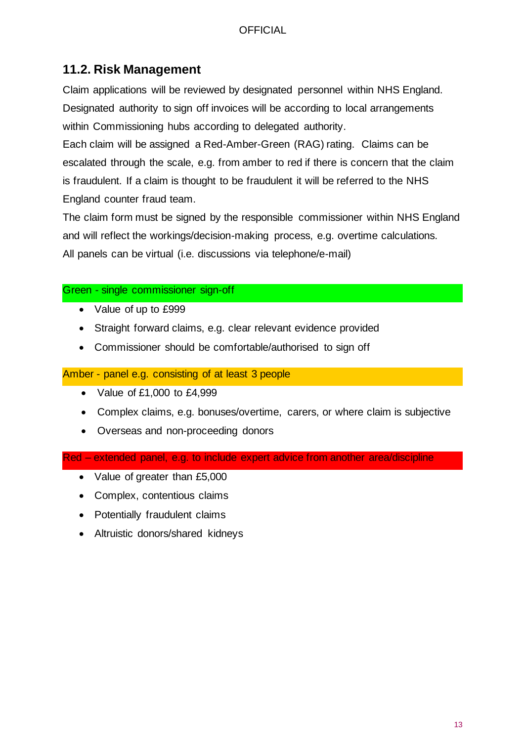## 11.2. Risk Management

Claim applications will be reviewed by designated personnel within NHS England. Designated authority to sign off invoices will be according to local arrangements within Commissioning hubs according to delegated authority.

Each claim will be assigned a Red-Amber-Green (RAG) rating. Claims can be escalated through the scale, e.g. from amber to red if there is concern that the claim is fraudulent. If a claim is thought to be fraudulent it will be referred to the NHS England counter fraud team.

The claim form must be signed by the responsible commissioner within NHS England and will reflect the workings/decision-making process, e.g. overtime calculations.

All panels can be virtual (i.e. discussions via telephone/e-mail)

**Green - single commissioner sign-off**

- Value of up to £999
- Straight forward claims, e.g. clear relevant evidence provided
- Commissioner should be comfortable/authorised to sign off

**Amber - panel e.g. consisting of at least 3 people**

- Value of £1,000 to £4,999
- Complex claims, e.g. bonuses/overtime, carers, or where claim is subjective
- Overseas and non-proceeding donors

**Red – extended panel, e.g. to include expert advice from another area/discipline**

- Value of greater than £5,000
- Complex, contentious claims
- Potentially fraudulent claims
- Altruistic donors/shared kidneys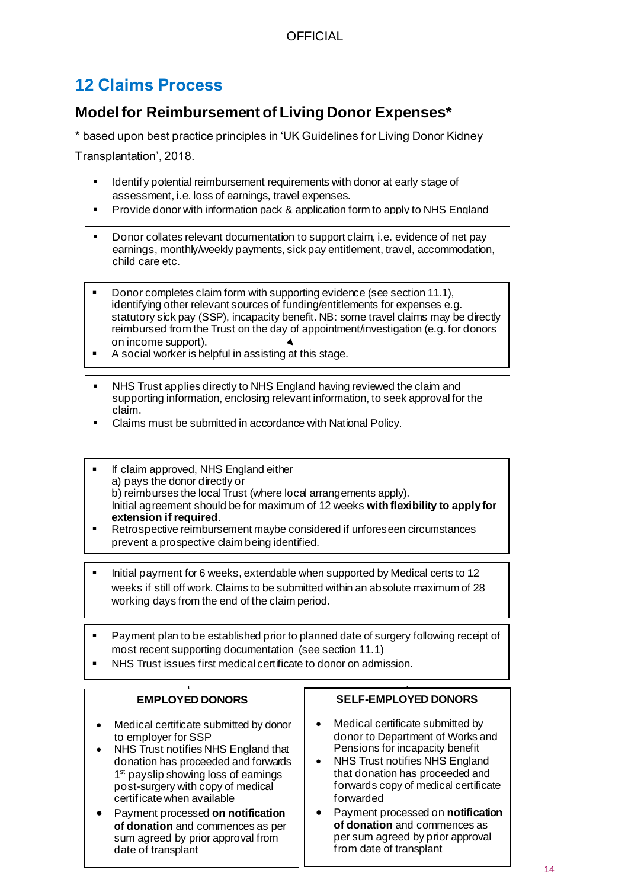## 12 Claims Process

### Model for Reimbursement of Living Donor Expenses*

* based upon best practice principles in 'UK Guidelines for Living Donor Kidney Transplantation', 2018.

- Identify potential reimbursement requirements with donor at early stage of assessment, i.e. loss of earnings, travel expenses.
- Provide donor with information pack & application form to apply to NHS England

---

- Donor collates relevant documentation to support claim, i.e. evidence of net pay earnings, monthly/weekly payments, sick pay entitlement, travel, accommodation, child care etc.

---

- Donor completes claim form with supporting evidence (see section 11.1), identifying other relevant sources of funding/entitlements for expenses e.g. statutory sick pay (SSP), incapacity benefit. NB: some travel claims may be directly reimbursed from the Trust on the day of appointment/investigation (e.g. for donors on income support).
- A social worker is helpful in assisting at this stage.

---

- NHS Trust applies directly to NHS England having reviewed the claim and supporting information, enclosing relevant information, to seek approval for the claim.
- Claims must be submitted in accordance with National Policy.

---

- If claim approved, NHS England either
  a) pays the donor directly or
  b) reimburses the local Trust (where local arrangements apply).
  Initial agreement should be for maximum of 12 weeks **with flexibility to apply for extension if required**.
- Retrospective reimbursement maybe considered if unforeseen circumstances prevent a prospective claim being identified.

---

- Initial payment for 6 weeks, extendable when supported by Medical certs to 12 weeks if still off work. Claims to be submitted within an absolute maximum of 28 working days from the end of the claim period.

---

- Payment plan to be established prior to planned date of surgery following receipt of most recent supporting documentation (see section 11.1)
- NHS Trust issues first medical certificate to donor on admission.

---

**EMPLOYED DONORS**

- Medical certificate submitted by donor to employer for SSP
- NHS Trust notifies NHS England that donation has proceeded and forwards 1st payslip showing loss of earnings post-surgery with copy of medical certificate when available
- Payment processed **on notification of donation** and commences as per sum agreed by prior approval from date of transplant

**SELF-EMPLOYED DONORS**

- Medical certificate submitted by donor to Department of Works and Pensions for incapacity benefit
- NHS Trust notifies NHS England that donation has proceeded and forwards copy of medical certificate forwarded
- Payment processed on **notification of donation** and commences as per sum agreed by prior approval from date of transplant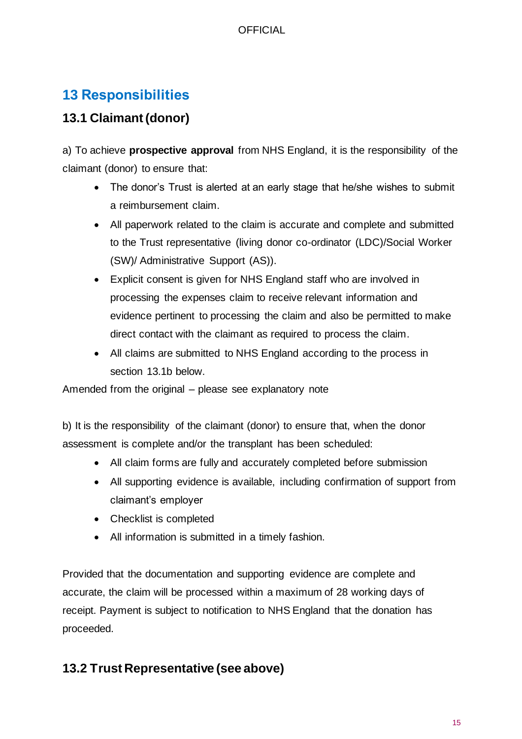# 13 Responsibilities

## 13.1 Claimant (donor)

a) To achieve **prospective approval** from NHS England, it is the responsibility of the claimant (donor) to ensure that:

- The donor's Trust is alerted at an early stage that he/she wishes to submit a reimbursement claim.
- All paperwork related to the claim is accurate and complete and submitted to the Trust representative (living donor co-ordinator (LDC)/Social Worker (SW)/ Administrative Support (AS)).
- Explicit consent is given for NHS England staff who are involved in processing the expenses claim to receive relevant information and evidence pertinent to processing the claim and also be permitted to make direct contact with the claimant as required to process the claim.
- All claims are submitted to NHS England according to the process in section 13.1b below.

Amended from the original – please see explanatory note

b) It is the responsibility of the claimant (donor) to ensure that, when the donor assessment is complete and/or the transplant has been scheduled:

- All claim forms are fully and accurately completed before submission
- All supporting evidence is available, including confirmation of support from claimant's employer
- Checklist is completed
- All information is submitted in a timely fashion.

Provided that the documentation and supporting evidence are complete and accurate, the claim will be processed within a maximum of 28 working days of receipt. Payment is subject to notification to NHS England that the donation has proceeded.

## 13.2 Trust Representative (see above)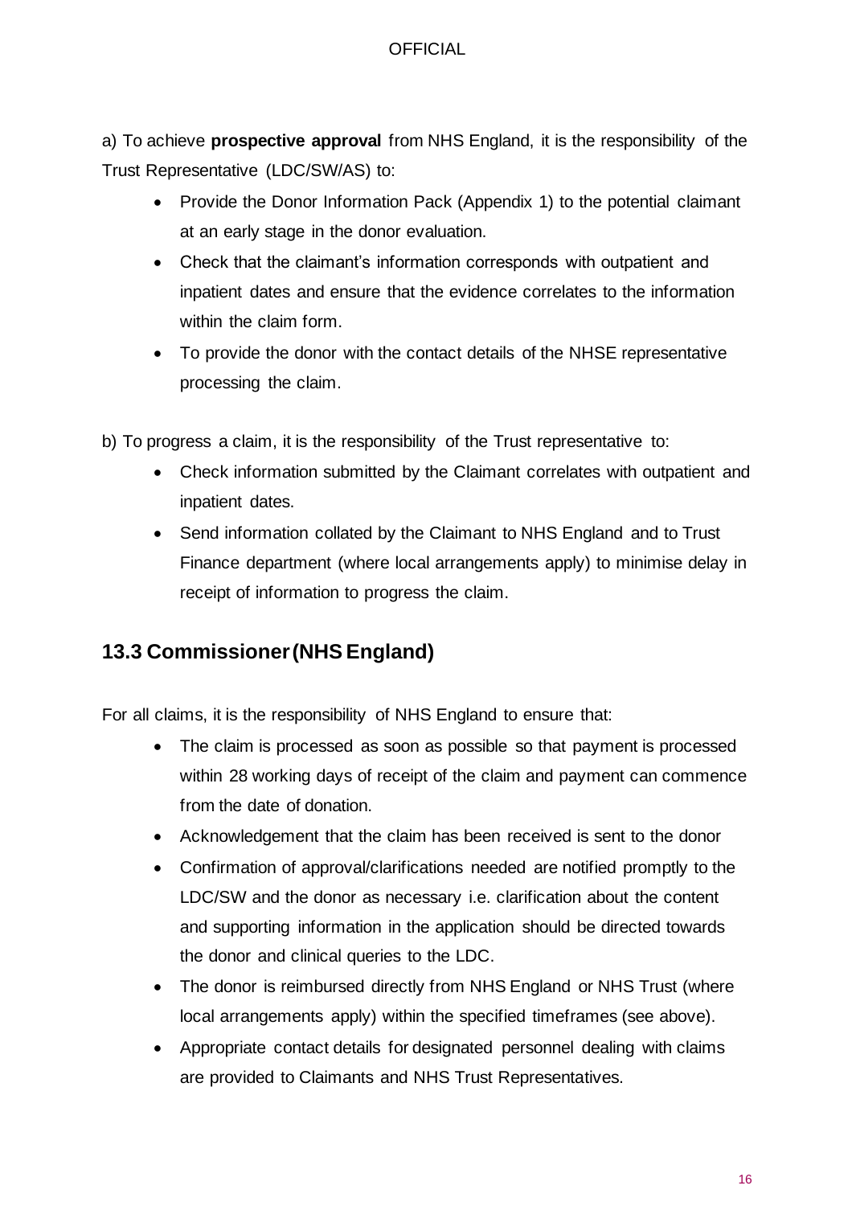a) To achieve **prospective approval** from NHS England, it is the responsibility of the Trust Representative (LDC/SW/AS) to:

- Provide the Donor Information Pack (Appendix 1) to the potential claimant at an early stage in the donor evaluation.
- Check that the claimant's information corresponds with outpatient and inpatient dates and ensure that the evidence correlates to the information within the claim form.
- To provide the donor with the contact details of the NHSE representative processing the claim.

b) To progress a claim, it is the responsibility of the Trust representative to:

- Check information submitted by the Claimant correlates with outpatient and inpatient dates.
- Send information collated by the Claimant to NHS England and to Trust Finance department (where local arrangements apply) to minimise delay in receipt of information to progress the claim.

## 13.3 Commissioner (NHS England)

For all claims, it is the responsibility of NHS England to ensure that:

- The claim is processed as soon as possible so that payment is processed within 28 working days of receipt of the claim and payment can commence from the date of donation.
- Acknowledgement that the claim has been received is sent to the donor
- Confirmation of approval/clarifications needed are notified promptly to the LDC/SW and the donor as necessary i.e. clarification about the content and supporting information in the application should be directed towards the donor and clinical queries to the LDC.
- The donor is reimbursed directly from NHS England or NHS Trust (where local arrangements apply) within the specified timeframes (see above).
- Appropriate contact details for designated personnel dealing with claims are provided to Claimants and NHS Trust Representatives.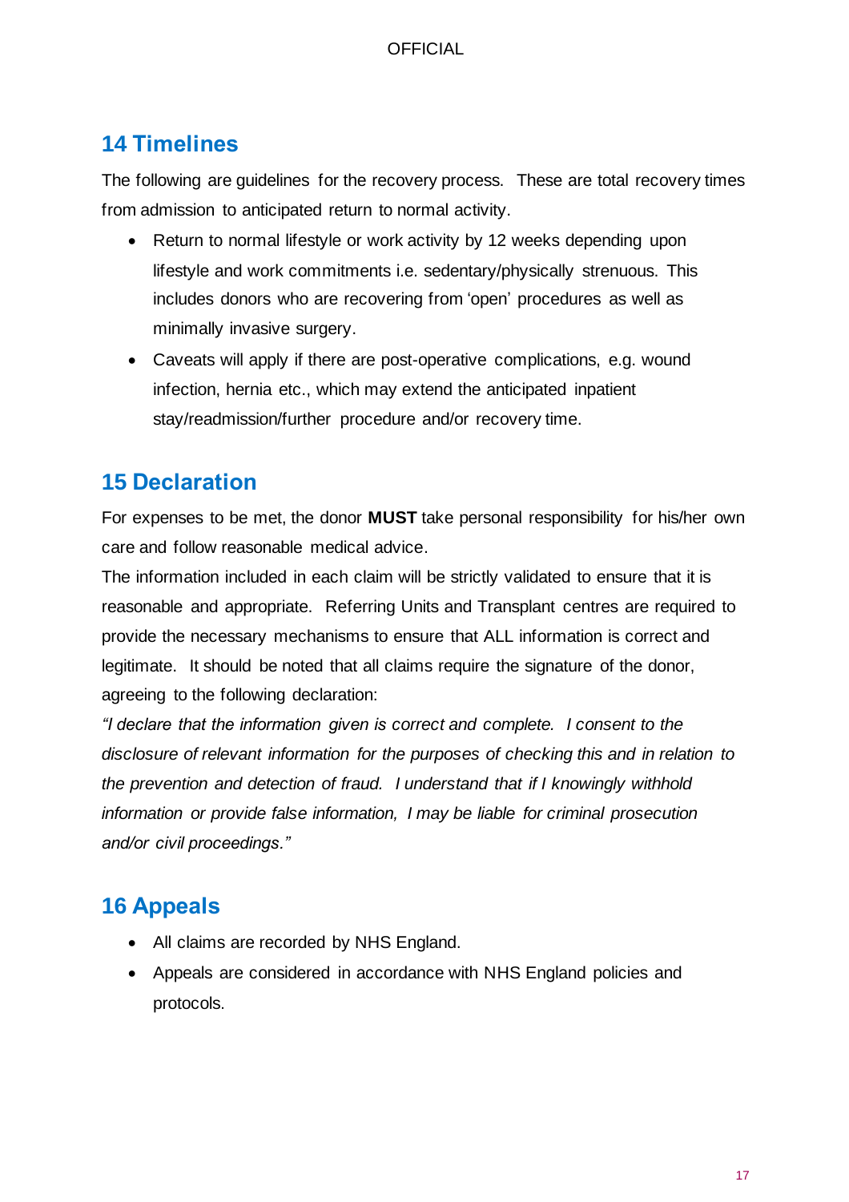## 14 Timelines

The following are guidelines for the recovery process. These are total recovery times from admission to anticipated return to normal activity.

- Return to normal lifestyle or work activity by 12 weeks depending upon lifestyle and work commitments i.e. sedentary/physically strenuous. This includes donors who are recovering from 'open' procedures as well as minimally invasive surgery.
- Caveats will apply if there are post-operative complications, e.g. wound infection, hernia etc., which may extend the anticipated inpatient stay/readmission/further procedure and/or recovery time.

## 15 Declaration

For expenses to be met, the donor **MUST** take personal responsibility for his/her own care and follow reasonable medical advice.

The information included in each claim will be strictly validated to ensure that it is reasonable and appropriate. Referring Units and Transplant centres are required to provide the necessary mechanisms to ensure that ALL information is correct and legitimate. It should be noted that all claims require the signature of the donor, agreeing to the following declaration:

*"I declare that the information given is correct and complete. I consent to the disclosure of relevant information for the purposes of checking this and in relation to the prevention and detection of fraud. I understand that if I knowingly withhold information or provide false information, I may be liable for criminal prosecution and/or civil proceedings."*

## 16 Appeals

- All claims are recorded by NHS England.
- Appeals are considered in accordance with NHS England policies and protocols.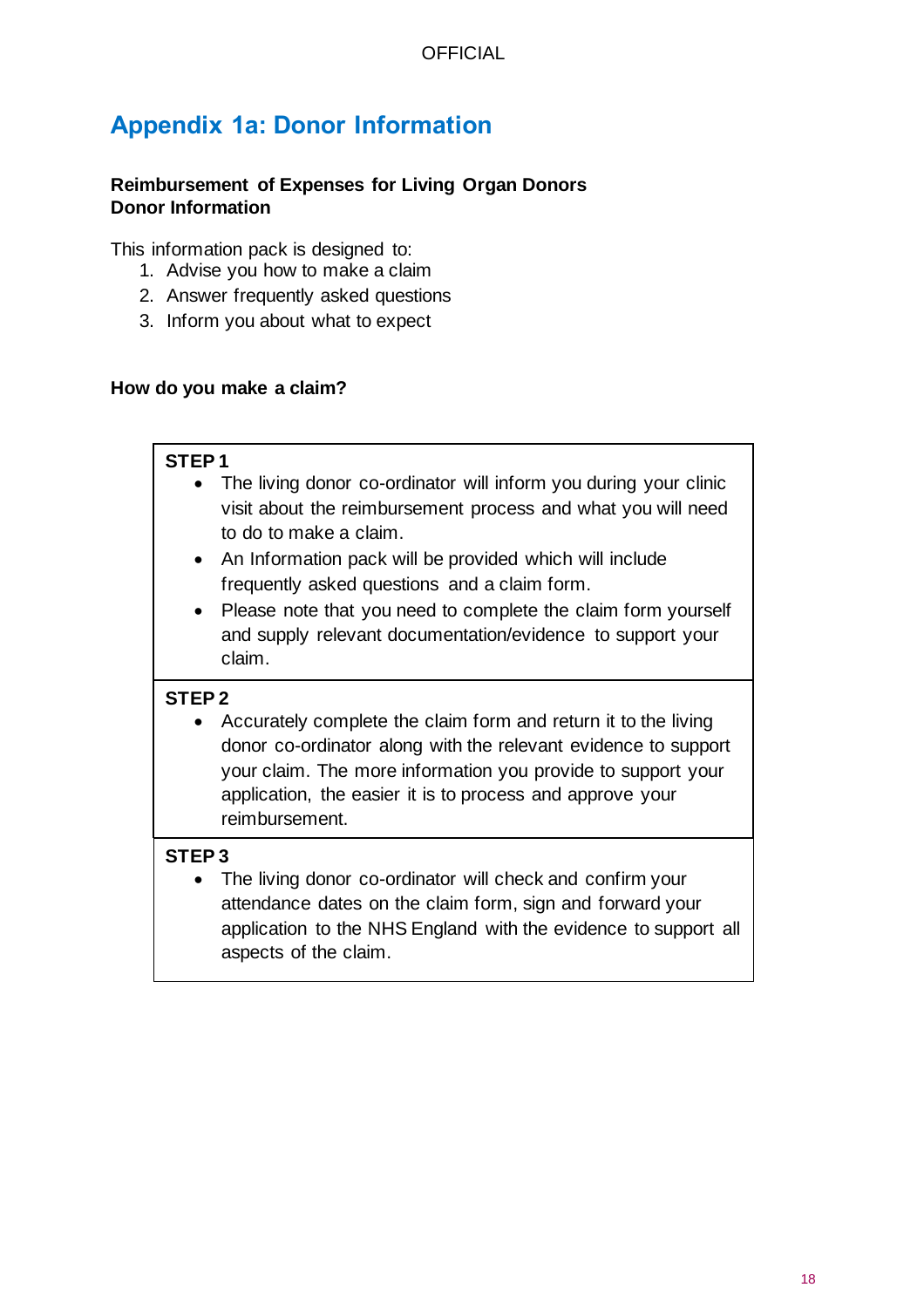## Appendix 1a: Donor Information

**Reimbursement of Expenses for Living Organ Donors**
**Donor Information**

This information pack is designed to:

1. Advise you how to make a claim
2. Answer frequently asked questions
3. Inform you about what to expect

**How do you make a claim?**

**STEP 1**

- The living donor co-ordinator will inform you during your clinic visit about the reimbursement process and what you will need to do to make a claim.
- An Information pack will be provided which will include frequently asked questions and a claim form.
- Please note that you need to complete the claim form yourself and supply relevant documentation/evidence to support your claim.

**STEP 2**

- Accurately complete the claim form and return it to the living donor co-ordinator along with the relevant evidence to support your claim. The more information you provide to support your application, the easier it is to process and approve your reimbursement.

**STEP 3**

- The living donor co-ordinator will check and confirm your attendance dates on the claim form, sign and forward your application to the NHS England with the evidence to support all aspects of the claim.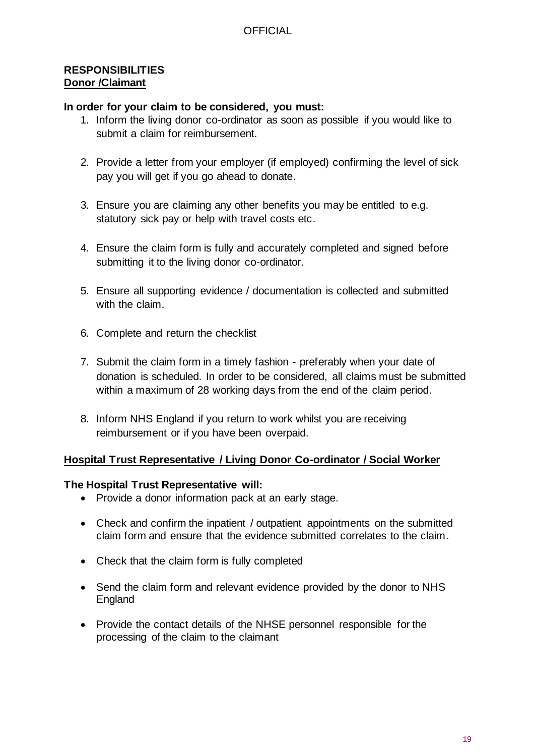## RESPONSIBILITIES

### Donor /Claimant

**In order for your claim to be considered, you must:**

1. Inform the living donor co-ordinator as soon as possible if you would like to submit a claim for reimbursement.

2. Provide a letter from your employer (if employed) confirming the level of sick pay you will get if you go ahead to donate.

3. Ensure you are claiming any other benefits you may be entitled to e.g. statutory sick pay or help with travel costs etc.

4. Ensure the claim form is fully and accurately completed and signed before submitting it to the living donor co-ordinator.

5. Ensure all supporting evidence / documentation is collected and submitted with the claim.

6. Complete and return the checklist

7. Submit the claim form in a timely fashion - preferably when your date of donation is scheduled. In order to be considered, all claims must be submitted within a maximum of 28 working days from the end of the claim period.

8. Inform NHS England if you return to work whilst you are receiving reimbursement or if you have been overpaid.

### Hospital Trust Representative / Living Donor Co-ordinator / Social Worker

**The Hospital Trust Representative will:**

- Provide a donor information pack at an early stage.

- Check and confirm the inpatient / outpatient appointments on the submitted claim form and ensure that the evidence submitted correlates to the claim.

- Check that the claim form is fully completed

- Send the claim form and relevant evidence provided by the donor to NHS England

- Provide the contact details of the NHSE personnel responsible for the processing of the claim to the claimant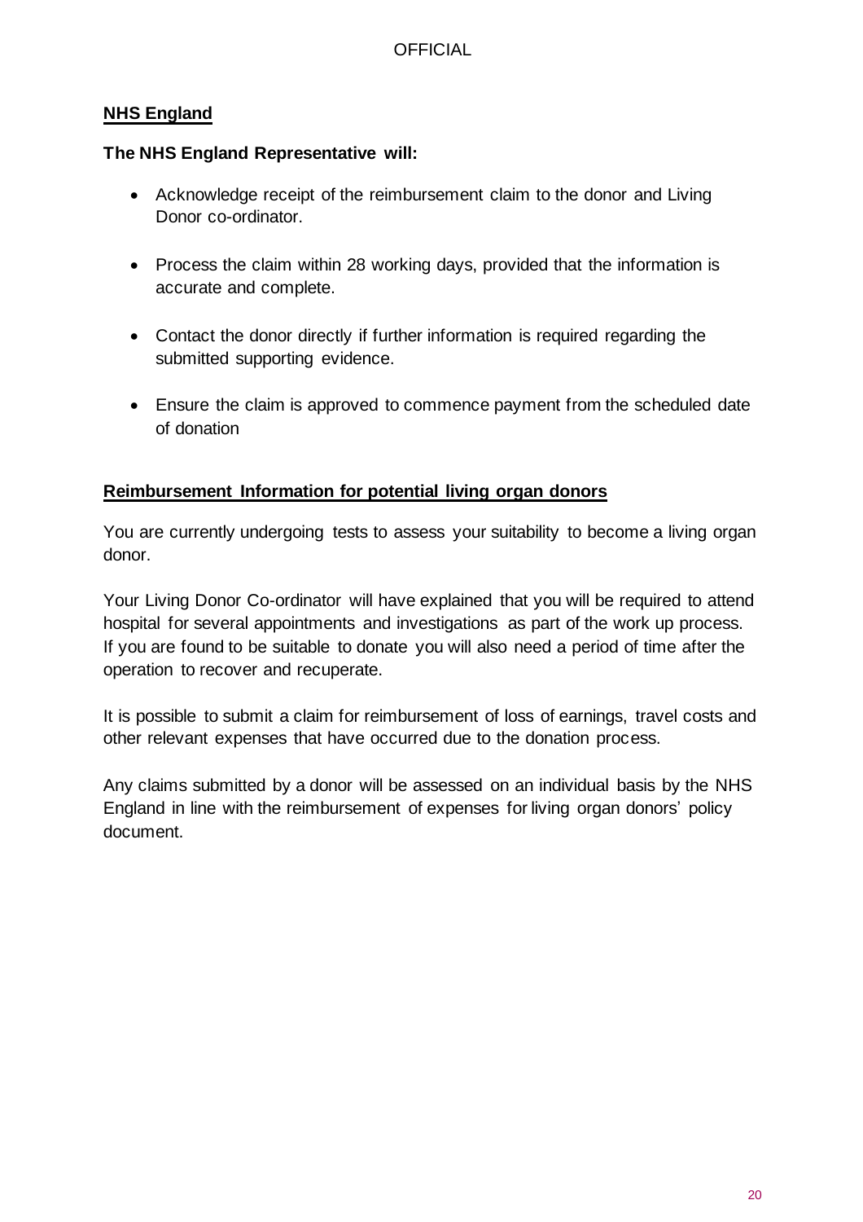## NHS England

**The NHS England Representative will:**

- Acknowledge receipt of the reimbursement claim to the donor and Living Donor co-ordinator.
- Process the claim within 28 working days, provided that the information is accurate and complete.
- Contact the donor directly if further information is required regarding the submitted supporting evidence.
- Ensure the claim is approved to commence payment from the scheduled date of donation

## Reimbursement Information for potential living organ donors

You are currently undergoing tests to assess your suitability to become a living organ donor.

Your Living Donor Co-ordinator will have explained that you will be required to attend hospital for several appointments and investigations as part of the work up process. If you are found to be suitable to donate you will also need a period of time after the operation to recover and recuperate.

It is possible to submit a claim for reimbursement of loss of earnings, travel costs and other relevant expenses that have occurred due to the donation process.

Any claims submitted by a donor will be assessed on an individual basis by the NHS England in line with the reimbursement of expenses for living organ donors' policy document.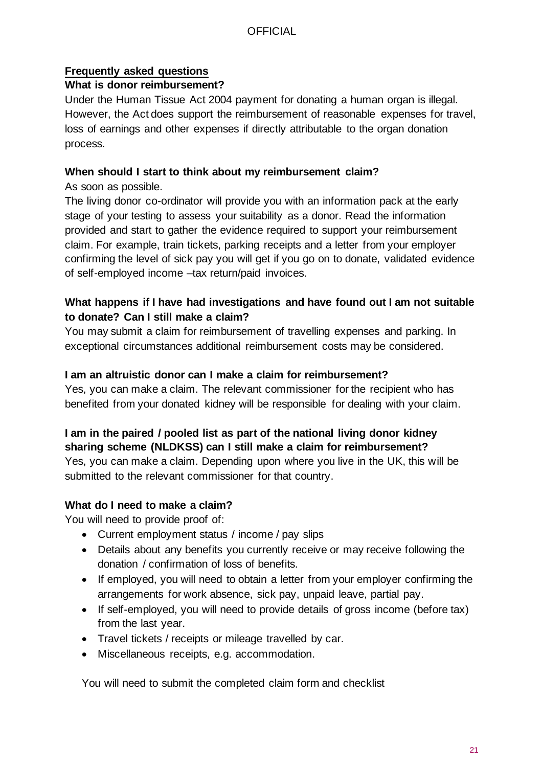## Frequently asked questions

**What is donor reimbursement?**

Under the Human Tissue Act 2004 payment for donating a human organ is illegal. However, the Act does support the reimbursement of reasonable expenses for travel, loss of earnings and other expenses if directly attributable to the organ donation process.

**When should I start to think about my reimbursement claim?**

As soon as possible.

The living donor co-ordinator will provide you with an information pack at the early stage of your testing to assess your suitability as a donor. Read the information provided and start to gather the evidence required to support your reimbursement claim. For example, train tickets, parking receipts and a letter from your employer confirming the level of sick pay you will get if you go on to donate, validated evidence of self-employed income –tax return/paid invoices.

**What happens if I have had investigations and have found out I am not suitable to donate? Can I still make a claim?**

You may submit a claim for reimbursement of travelling expenses and parking. In exceptional circumstances additional reimbursement costs may be considered.

**I am an altruistic donor can I make a claim for reimbursement?**

Yes, you can make a claim. The relevant commissioner for the recipient who has benefited from your donated kidney will be responsible for dealing with your claim.

**I am in the paired / pooled list as part of the national living donor kidney sharing scheme (NLDKSS) can I still make a claim for reimbursement?**

Yes, you can make a claim. Depending upon where you live in the UK, this will be submitted to the relevant commissioner for that country.

**What do I need to make a claim?**

You will need to provide proof of:

- Current employment status / income / pay slips
- Details about any benefits you currently receive or may receive following the donation / confirmation of loss of benefits.
- If employed, you will need to obtain a letter from your employer confirming the arrangements for work absence, sick pay, unpaid leave, partial pay.
- If self-employed, you will need to provide details of gross income (before tax) from the last year.
- Travel tickets / receipts or mileage travelled by car.
- Miscellaneous receipts, e.g. accommodation.

You will need to submit the completed claim form and checklist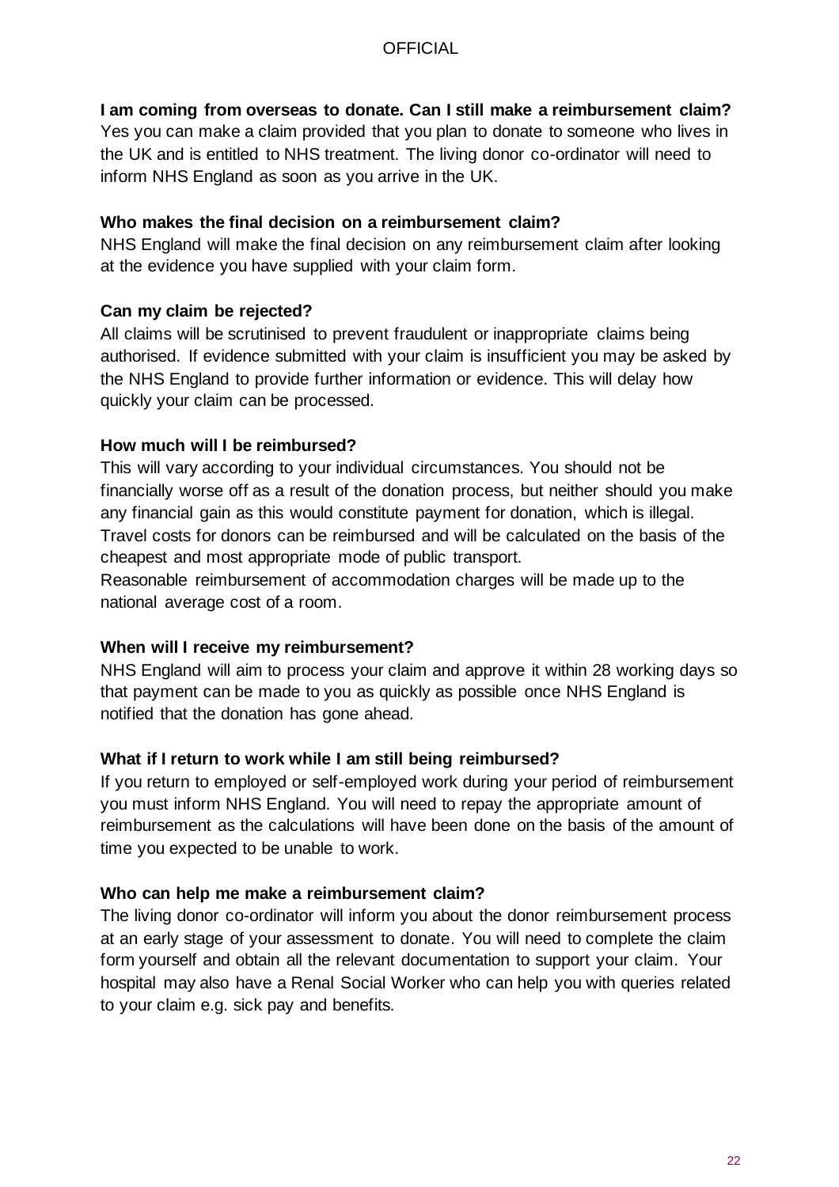**I am coming from overseas to donate. Can I still make a reimbursement claim?**

Yes you can make a claim provided that you plan to donate to someone who lives in the UK and is entitled to NHS treatment. The living donor co-ordinator will need to inform NHS England as soon as you arrive in the UK.

**Who makes the final decision on a reimbursement claim?**

NHS England will make the final decision on any reimbursement claim after looking at the evidence you have supplied with your claim form.

**Can my claim be rejected?**

All claims will be scrutinised to prevent fraudulent or inappropriate claims being authorised. If evidence submitted with your claim is insufficient you may be asked by the NHS England to provide further information or evidence. This will delay how quickly your claim can be processed.

**How much will I be reimbursed?**

This will vary according to your individual circumstances. You should not be financially worse off as a result of the donation process, but neither should you make any financial gain as this would constitute payment for donation, which is illegal. Travel costs for donors can be reimbursed and will be calculated on the basis of the cheapest and most appropriate mode of public transport.

Reasonable reimbursement of accommodation charges will be made up to the national average cost of a room.

**When will I receive my reimbursement?**

NHS England will aim to process your claim and approve it within 28 working days so that payment can be made to you as quickly as possible once NHS England is notified that the donation has gone ahead.

**What if I return to work while I am still being reimbursed?**

If you return to employed or self-employed work during your period of reimbursement you must inform NHS England. You will need to repay the appropriate amount of reimbursement as the calculations will have been done on the basis of the amount of time you expected to be unable to work.

**Who can help me make a reimbursement claim?**

The living donor co-ordinator will inform you about the donor reimbursement process at an early stage of your assessment to donate. You will need to complete the claim form yourself and obtain all the relevant documentation to support your claim. Your hospital may also have a Renal Social Worker who can help you with queries related to your claim e.g. sick pay and benefits.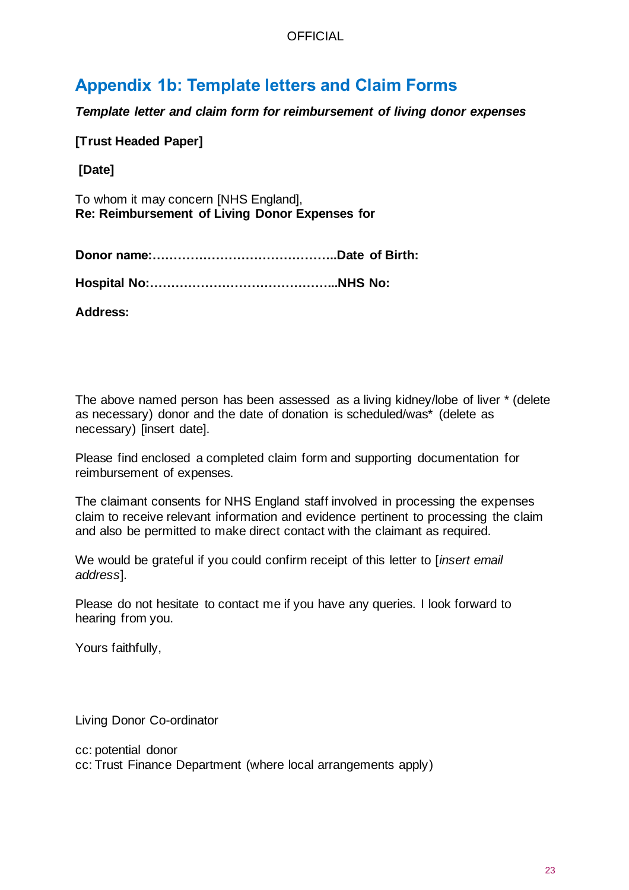## Appendix 1b: Template letters and Claim Forms

***Template letter and claim form for reimbursement of living donor expenses***

**[Trust Headed Paper]**

**[Date]**

To whom it may concern [NHS England],
**Re: Reimbursement of Living Donor Expenses for**

**Donor name:……………………………………..Date of Birth:**

**Hospital No:……………………………………...NHS No:**

**Address:**

The above named person has been assessed as a living kidney/lobe of liver * (delete as necessary) donor and the date of donation is scheduled/was* (delete as necessary) [insert date].

Please find enclosed a completed claim form and supporting documentation for reimbursement of expenses.

The claimant consents for NHS England staff involved in processing the expenses claim to receive relevant information and evidence pertinent to processing the claim and also be permitted to make direct contact with the claimant as required.

We would be grateful if you could confirm receipt of this letter to [*insert email address*].

Please do not hesitate to contact me if you have any queries. I look forward to hearing from you.

Yours faithfully,

Living Donor Co-ordinator

cc: potential donor
cc: Trust Finance Department (where local arrangements apply)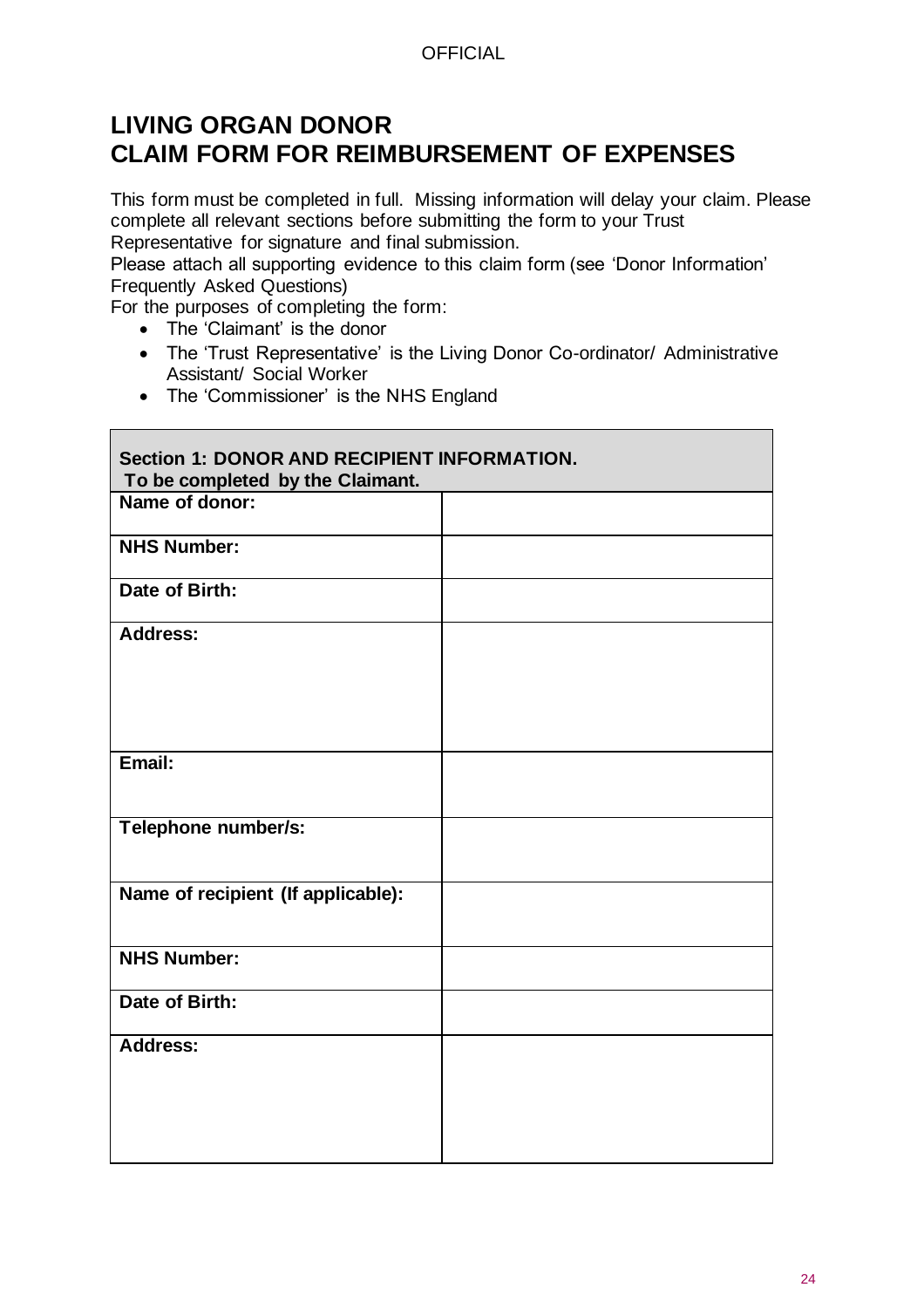# LIVING ORGAN DONOR
# CLAIM FORM FOR REIMBURSEMENT OF EXPENSES

This form must be completed in full. Missing information will delay your claim. Please complete all relevant sections before submitting the form to your Trust Representative for signature and final submission.

Please attach all supporting evidence to this claim form (see 'Donor Information' Frequently Asked Questions)

For the purposes of completing the form:

- The 'Claimant' is the donor
- The 'Trust Representative' is the Living Donor Co-ordinator/ Administrative Assistant/ Social Worker
- The 'Commissioner' is the NHS England

| **Section 1: DONOR AND RECIPIENT INFORMATION. To be completed by the Claimant.** | |
|---|---|
| **Name of donor:** | |
| **NHS Number:** | |
| **Date of Birth:** | |
| **Address:** | |
| **Email:** | |
| **Telephone number/s:** | |
| **Name of recipient (If applicable):** | |
| **NHS Number:** | |
| **Date of Birth:** | |
| **Address:** | |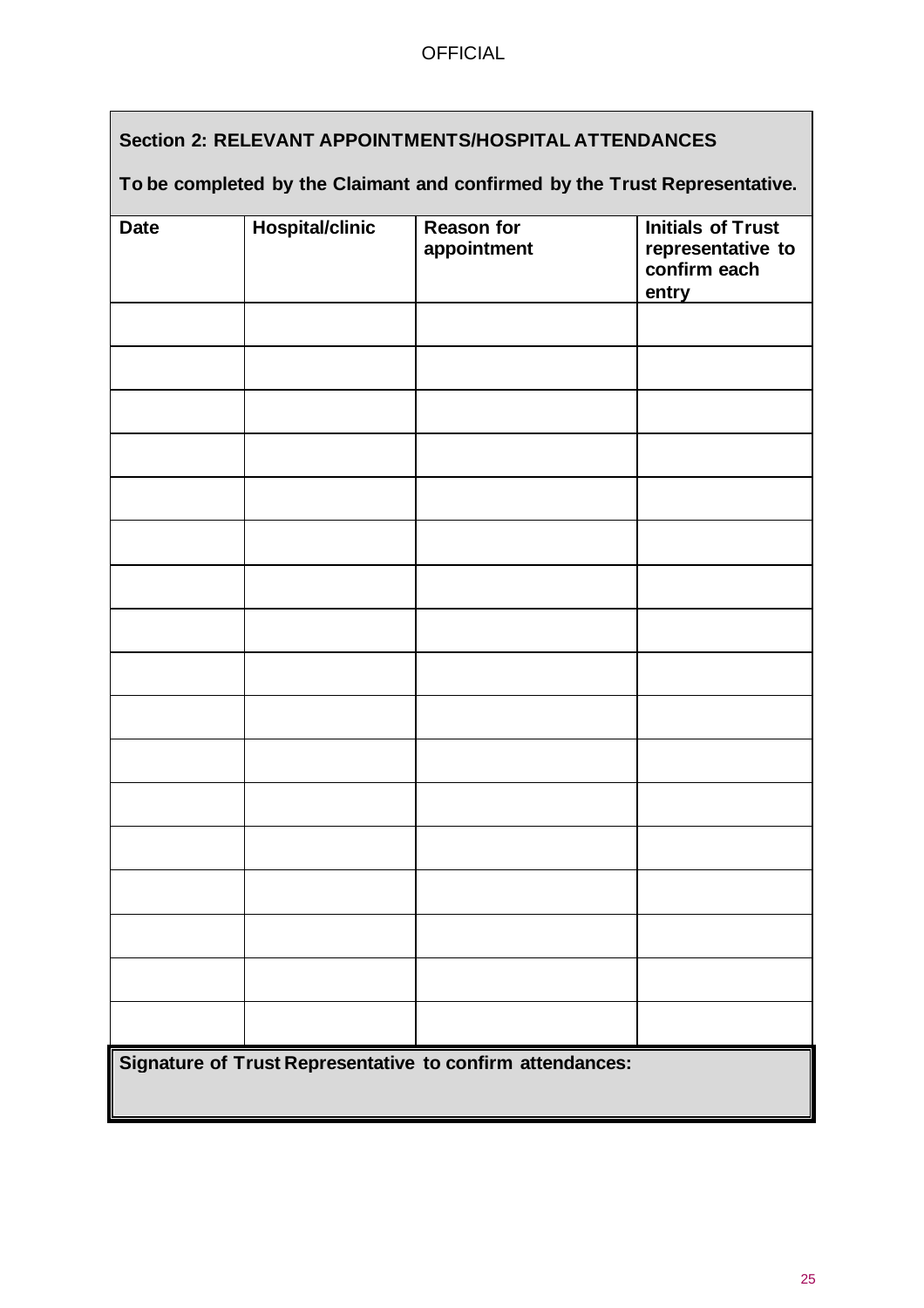**Section 2: RELEVANT APPOINTMENTS/HOSPITAL ATTENDANCES**

**To be completed by the Claimant and confirmed by the Trust Representative.**

| Date | Hospital/clinic | Reason for appointment | Initials of Trust representative to confirm each entry |
|---|---|---|---|
| | | | |
| | | | |
| | | | |
| | | | |
| | | | |
| | | | |
| | | | |
| | | | |
| | | | |
| | | | |
| | | | |
| | | | |
| | | | |
| | | | |
| | | | |
| | | | |
| | | | |

**Signature of Trust Representative to confirm attendances:**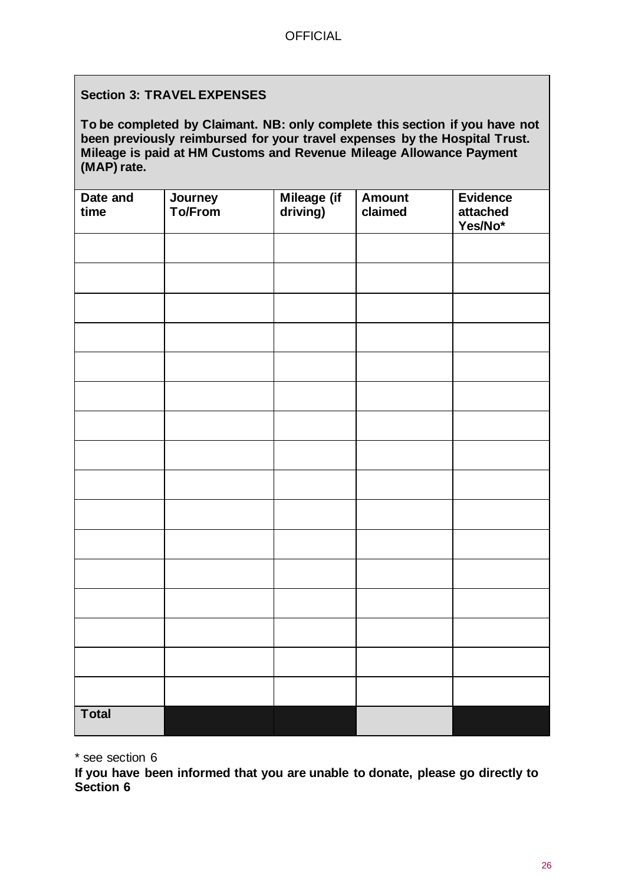## Section 3: TRAVEL EXPENSES

**To be completed by Claimant. NB: only complete this section if you have not been previously reimbursed for your travel expenses by the Hospital Trust. Mileage is paid at HM Customs and Revenue Mileage Allowance Payment (MAP) rate.**

| Date and time | Journey To/From | Mileage (if driving) | Amount claimed | Evidence attached Yes/No* |
|---|---|---|---|---|
| | | | | |
| | | | | |
| | | | | |
| | | | | |
| | | | | |
| | | | | |
| | | | | |
| | | | | |
| | | | | |
| | | | | |
| | | | | |
| | | | | |
| | | | | |
| | | | | |
| | | | | |
| | | | | |
| **Total** | | | | |

* see section 6

**If you have been informed that you are unable to donate, please go directly to Section 6**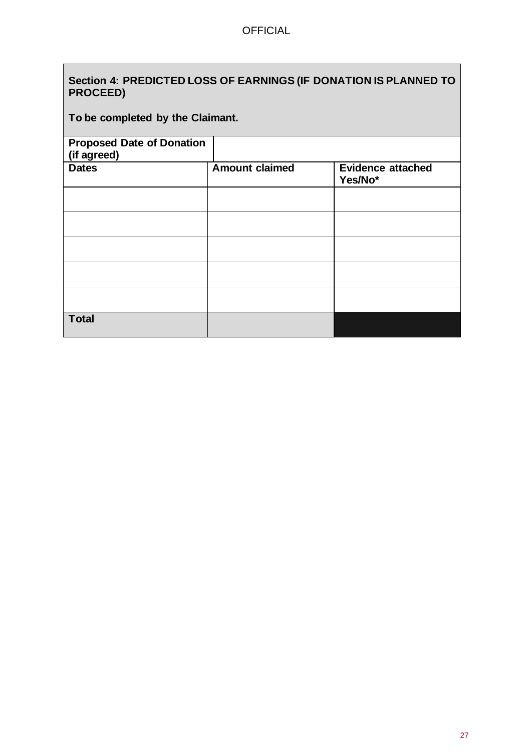## Section 4: PREDICTED LOSS OF EARNINGS (IF DONATION IS PLANNED TO PROCEED)

**To be completed by the Claimant.**

| **Proposed Date of Donation (if agreed)** | | |
|---|---|---|
| **Dates** | **Amount claimed** | **Evidence attached Yes/No*** |
| | | |
| | | |
| | | |
| | | |
| | | |
| **Total** | | |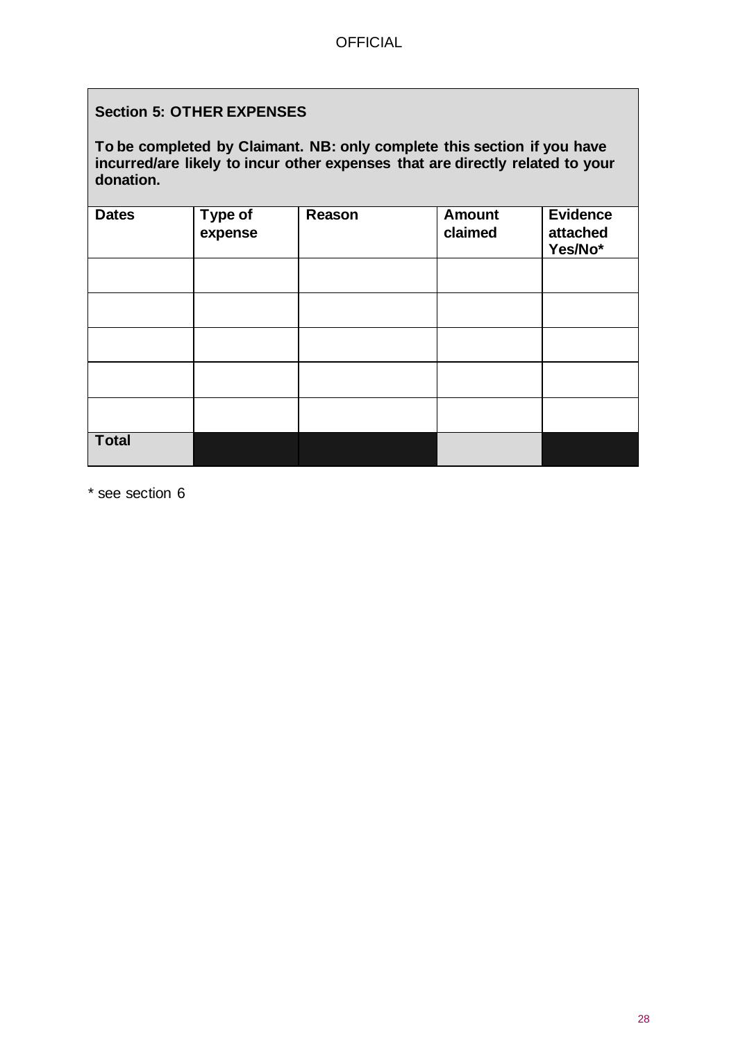**Section 5: OTHER EXPENSES**

**To be completed by Claimant. NB: only complete this section if you have incurred/are likely to incur other expenses that are directly related to your donation.**

| Dates | Type of expense | Reason | Amount claimed | Evidence attached Yes/No* |
|---|---|---|---|---|
| | | | | |
| | | | | |
| | | | | |
| | | | | |
| | | | | |
| **Total** | | | | |

\* see section 6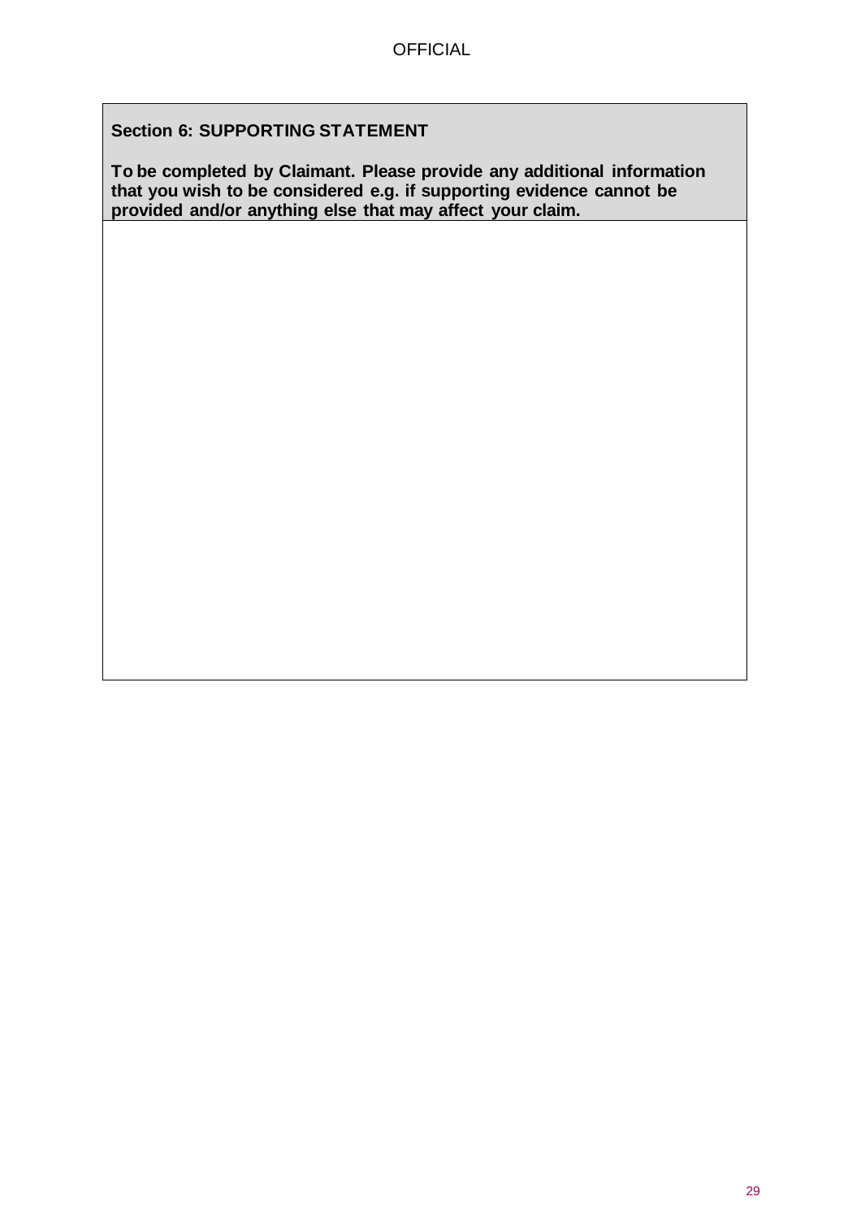**Section 6: SUPPORTING STATEMENT**

**To be completed by Claimant. Please provide any additional information that you wish to be considered e.g. if supporting evidence cannot be provided and/or anything else that may affect your claim.**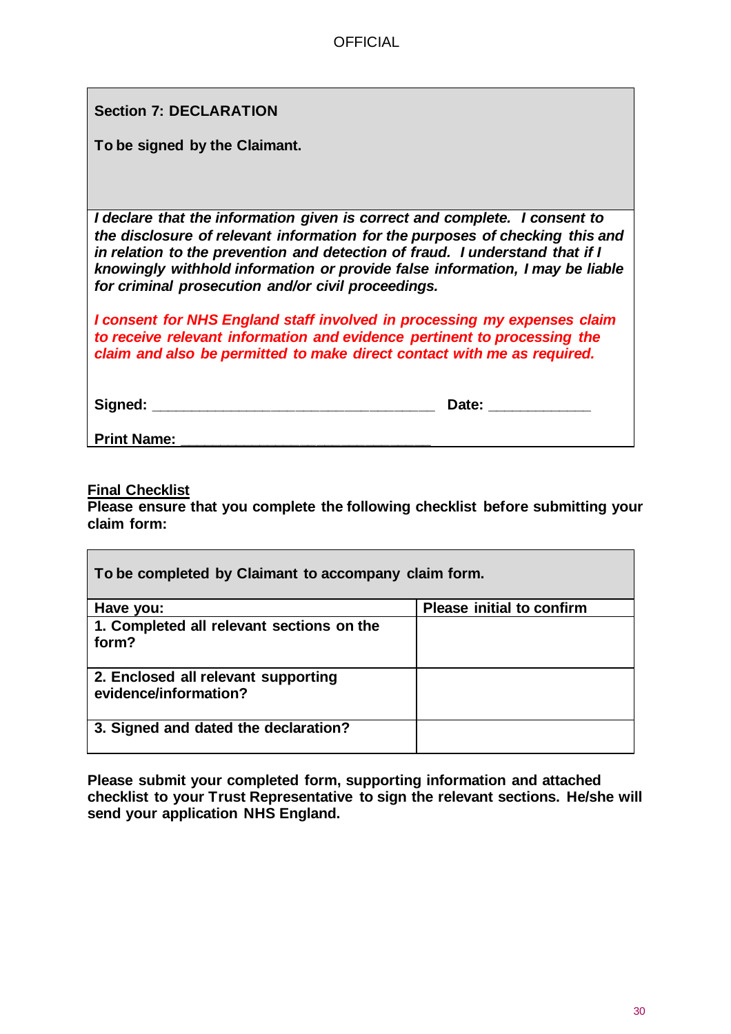**Section 7: DECLARATION**

**To be signed by the Claimant.**

***I declare that the information given is correct and complete. I consent to the disclosure of relevant information for the purposes of checking this and in relation to the prevention and detection of fraud. I understand that if I knowingly withhold information or provide false information, I may be liable for criminal prosecution and/or civil proceedings.***

***I consent for NHS England staff involved in processing my expenses claim to receive relevant information and evidence pertinent to processing the claim and also be permitted to make direct contact with me as required.***

**Signed:** ___________________________________ **Date:** ____________

**Print Name:** _______________________________

**Final Checklist**

**Please ensure that you complete the following checklist before submitting your claim form:**

| **To be completed by Claimant to accompany claim form.** | |
|---|---|
| **Have you:** | **Please initial to confirm** |
| **1. Completed all relevant sections on the form?** | |
| **2. Enclosed all relevant supporting evidence/information?** | |
| **3. Signed and dated the declaration?** | |

**Please submit your completed form, supporting information and attached checklist to your Trust Representative to sign the relevant sections. He/she will send your application NHS England.**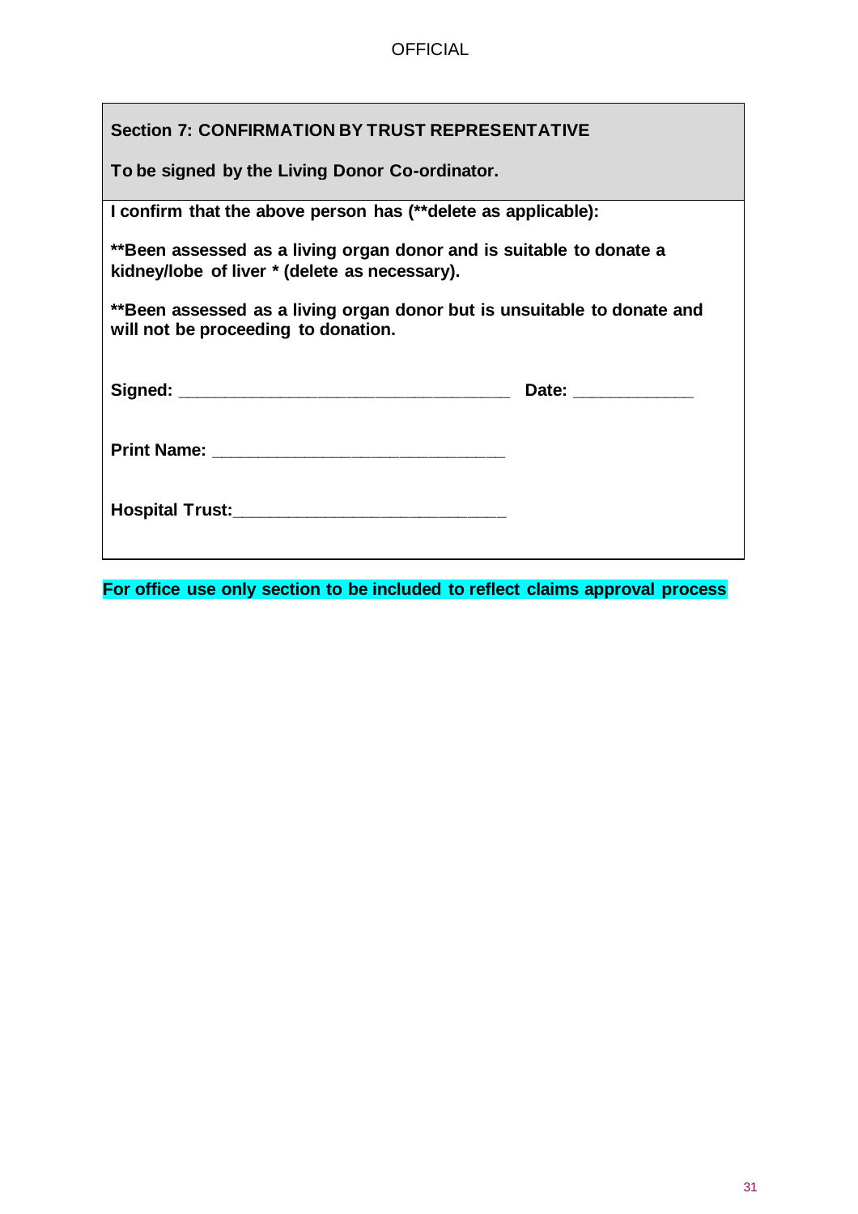**Section 7: CONFIRMATION BY TRUST REPRESENTATIVE**

**To be signed by the Living Donor Co-ordinator.**

**I confirm that the above person has (**delete as applicable):**

****Been assessed as a living organ donor and is suitable to donate a kidney/lobe of liver * (delete as necessary).**

****Been assessed as a living organ donor but is unsuitable to donate and will not be proceeding to donation.**

**Signed:** ___________________________________ **Date:** ____________

**Print Name:** ______________________________

**Hospital Trust:**____________________________

**For office use only section to be included to reflect claims approval process**